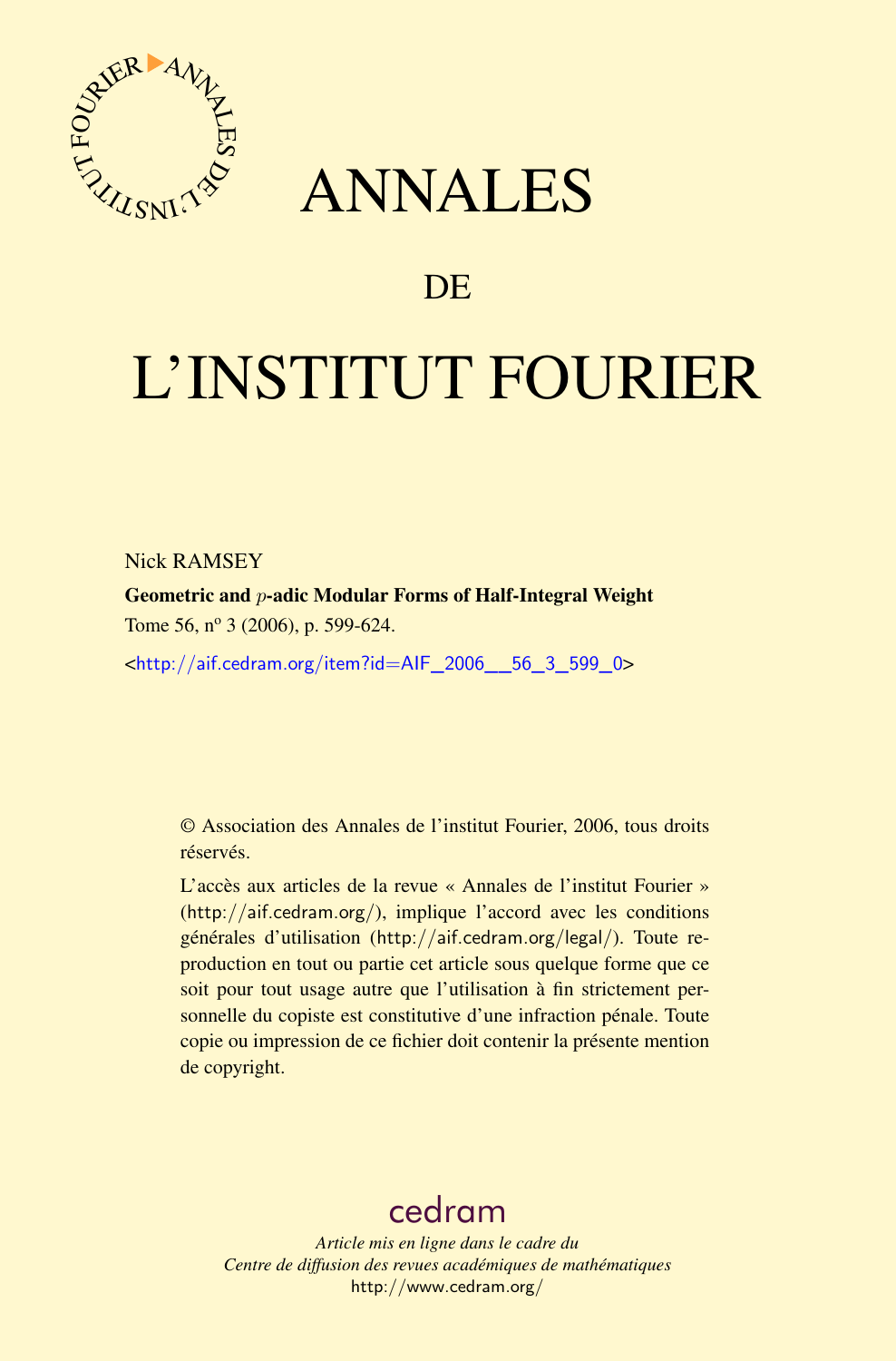# ANNALES

# DE

# L'INSTITUT FOURIER

Nick RAMSEY

**Geometric and $p$-adic Modular Forms of Half-Integral Weight**

Tome 56, nº 3 (2006), p. 599-624.

<http://aif.cedram.org/item?id=AIF_2006__56_3_599_0>

© Association des Annales de l'institut Fourier, 2006, tous droits réservés.

L'accès aux articles de la revue « Annales de l'institut Fourier » (http://aif.cedram.org/), implique l'accord avec les conditions générales d'utilisation (http://aif.cedram.org/legal/). Toute reproduction en tout ou partie cet article sous quelque forme que ce soit pour tout usage autre que l'utilisation à fin strictement personnelle du copiste est constitutive d'une infraction pénale. Toute copie ou impression de ce fichier doit contenir la présente mention de copyright.

cedram

*Article mis en ligne dans le cadre du*
*Centre de diffusion des revues académiques de mathématiques*
http://www.cedram.org/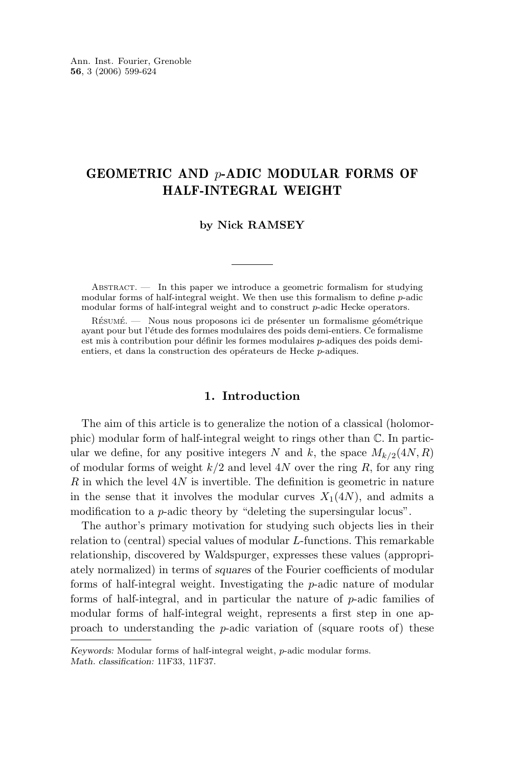# GEOMETRIC AND $p$-ADIC MODULAR FORMS OF HALF-INTEGRAL WEIGHT

**by Nick RAMSEY**

---

Abstract. — In this paper we introduce a geometric formalism for studying modular forms of half-integral weight. We then use this formalism to define $p$-adic modular forms of half-integral weight and to construct $p$-adic Hecke operators.

Résumé. — Nous nous proposons ici de présenter un formalisme géométrique ayant pour but l'étude des formes modulaires des poids demi-entiers. Ce formalisme est mis à contribution pour définir les formes modulaires $p$-adiques des poids demi-entiers, et dans la construction des opérateurs de Hecke $p$-adiques.

## 1. Introduction

The aim of this article is to generalize the notion of a classical (holomorphic) modular form of half-integral weight to rings other than $\mathbb{C}$. In particular we define, for any positive integers $N$ and $k$, the space $M_{k/2}(4N, R)$ of modular forms of weight $k/2$ and level $4N$ over the ring $R$, for any ring $R$ in which the level $4N$ is invertible. The definition is geometric in nature in the sense that it involves the modular curves $X_1(4N)$, and admits a modification to a $p$-adic theory by "deleting the supersingular locus".

The author's primary motivation for studying such objects lies in their relation to (central) special values of modular $L$-functions. This remarkable relationship, discovered by Waldspurger, expresses these values (appropriately normalized) in terms of *squares* of the Fourier coefficients of modular forms of half-integral weight. Investigating the $p$-adic nature of modular forms of half-integral, and in particular the nature of $p$-adic families of modular forms of half-integral weight, represents a first step in one approach to understanding the $p$-adic variation of (square roots of) these

---

*Keywords:* Modular forms of half-integral weight, $p$-adic modular forms.
*Math. classification:* 11F33, 11F37.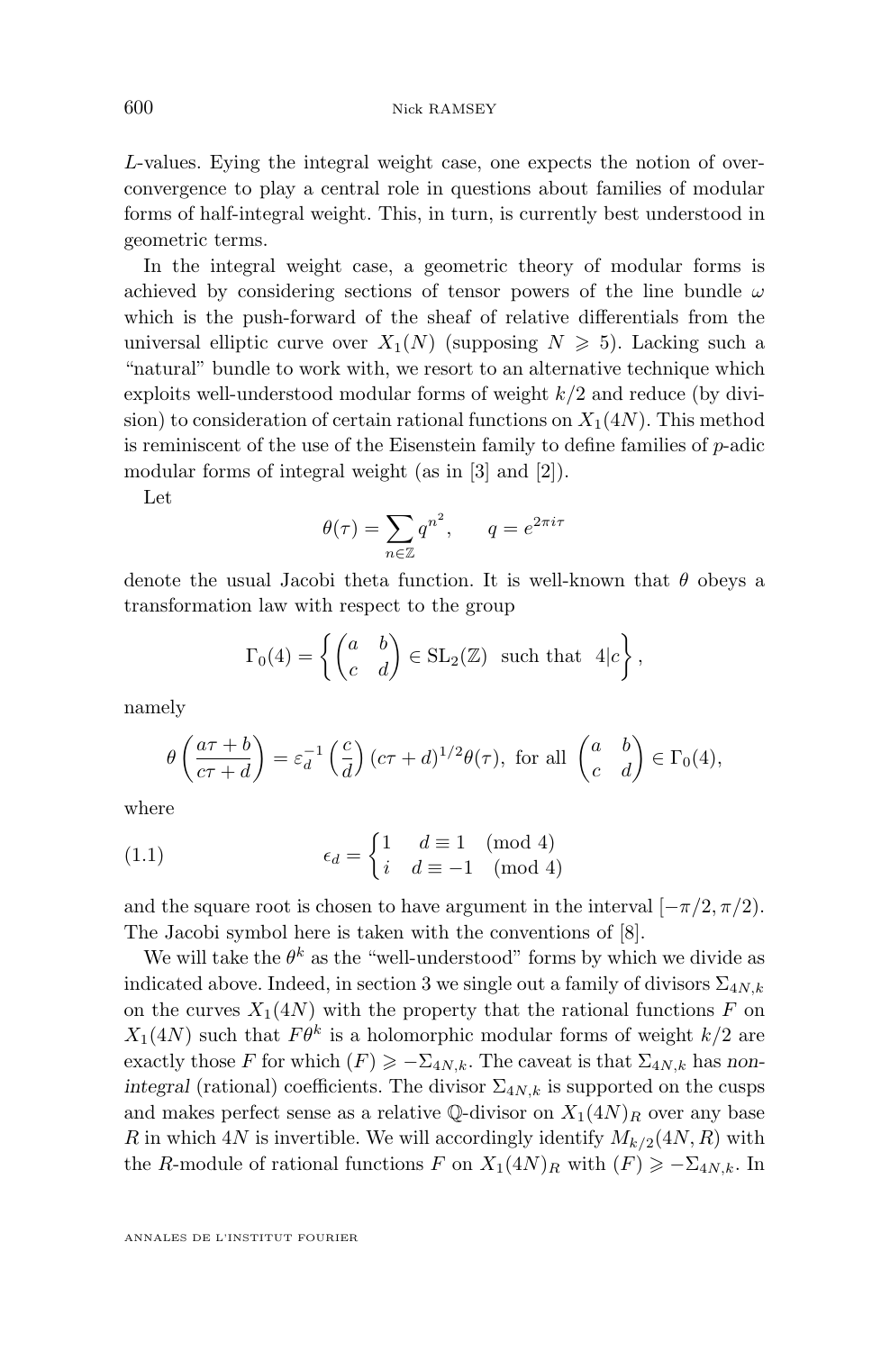$L$-values. Eying the integral weight case, one expects the notion of overconvergence to play a central role in questions about families of modular forms of half-integral weight. This, in turn, is currently best understood in geometric terms.

In the integral weight case, a geometric theory of modular forms is achieved by considering sections of tensor powers of the line bundle $\omega$ which is the push-forward of the sheaf of relative differentials from the universal elliptic curve over $X_1(N)$ (supposing $N \geqslant 5$). Lacking such a "natural" bundle to work with, we resort to an alternative technique which exploits well-understood modular forms of weight $k/2$ and reduce (by division) to consideration of certain rational functions on $X_1(4N)$. This method is reminiscent of the use of the Eisenstein family to define families of $p$-adic modular forms of integral weight (as in [3] and [2]).

Let

$$\theta(\tau) = \sum_{n \in \mathbb{Z}} q^{n^2}, \qquad q = e^{2\pi i \tau}$$

denote the usual Jacobi theta function. It is well-known that $\theta$ obeys a transformation law with respect to the group

$$\Gamma_0(4) = \left\{ \begin{pmatrix} a & b \\ c & d \end{pmatrix} \in \mathrm{SL}_2(\mathbb{Z}) \text{ such that } 4|c \right\},$$

namely

$$\theta\left(\frac{a\tau + b}{c\tau + d}\right) = \varepsilon_d^{-1} \left(\frac{c}{d}\right) (c\tau + d)^{1/2} \theta(\tau), \text{ for all } \begin{pmatrix} a & b \\ c & d \end{pmatrix} \in \Gamma_0(4),$$

where

$$\epsilon_d = \begin{cases} 1 & d \equiv 1 \pmod 4 \\ i & d \equiv -1 \pmod 4 \end{cases} \tag{1.1}$$

and the square root is chosen to have argument in the interval $[-\pi/2, \pi/2)$. The Jacobi symbol here is taken with the conventions of [8].

We will take the $\theta^k$ as the "well-understood" forms by which we divide as indicated above. Indeed, in section 3 we single out a family of divisors $\Sigma_{4N,k}$ on the curves $X_1(4N)$ with the property that the rational functions $F$ on $X_1(4N)$ such that $F\theta^k$ is a holomorphic modular forms of weight $k/2$ are exactly those $F$ for which $(F) \geqslant -\Sigma_{4N,k}$. The caveat is that $\Sigma_{4N,k}$ has *non-integral* (rational) coefficients. The divisor $\Sigma_{4N,k}$ is supported on the cusps and makes perfect sense as a relative $\mathbb{Q}$-divisor on $X_1(4N)_R$ over any base $R$ in which $4N$ is invertible. We will accordingly identify $M_{k/2}(4N, R)$ with the $R$-module of rational functions $F$ on $X_1(4N)_R$ with $(F) \geqslant -\Sigma_{4N,k}$. In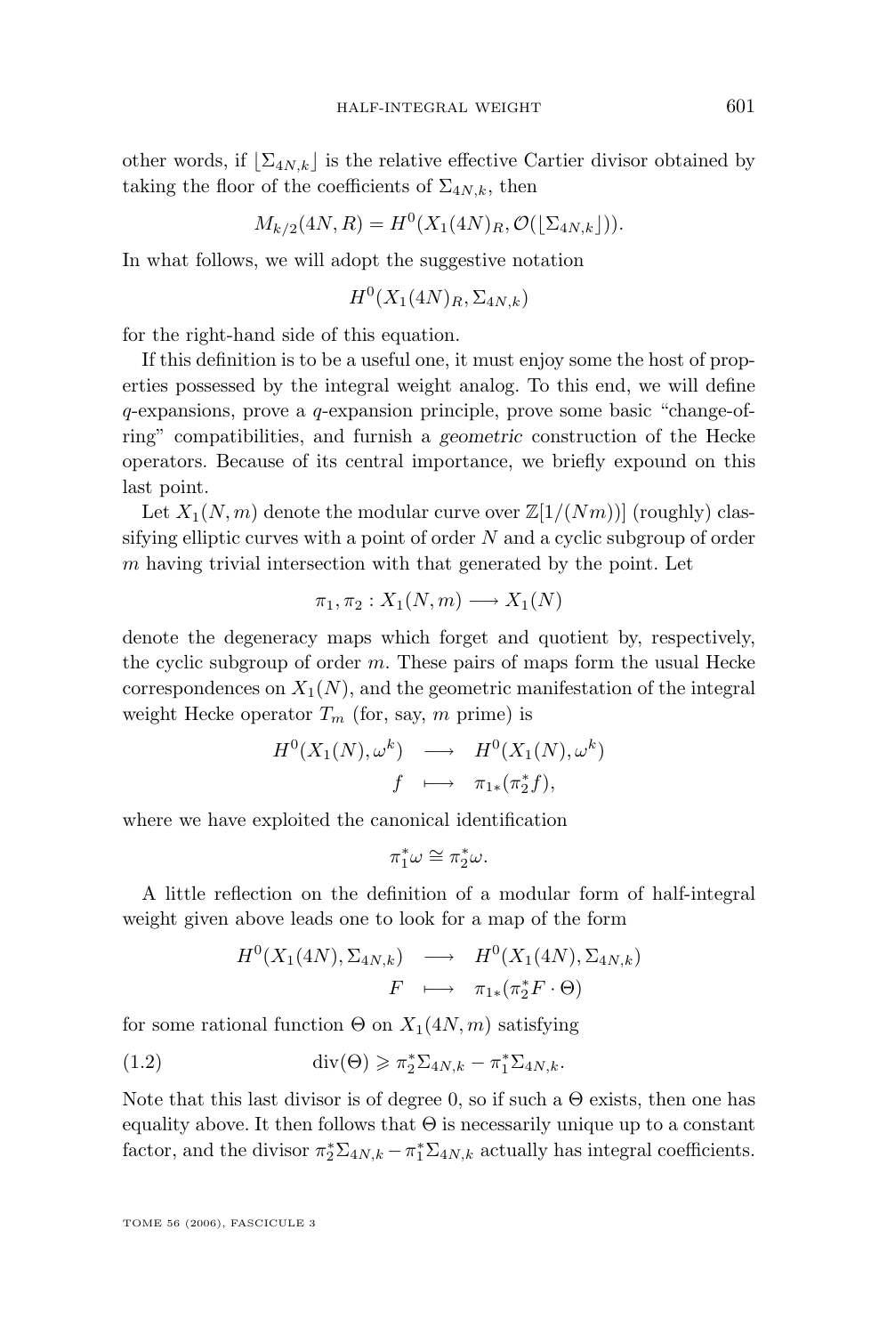other words, if $\lfloor \Sigma_{4N,k} \rfloor$ is the relative effective Cartier divisor obtained by taking the floor of the coefficients of $\Sigma_{4N,k}$, then

$$M_{k/2}(4N, R) = H^0(X_1(4N)_R, \mathcal{O}(\lfloor \Sigma_{4N,k} \rfloor)).$$

In what follows, we will adopt the suggestive notation

$$H^0(X_1(4N)_R, \Sigma_{4N,k})$$

for the right-hand side of this equation.

If this definition is to be a useful one, it must enjoy some the host of properties possessed by the integral weight analog. To this end, we will define $q$-expansions, prove a $q$-expansion principle, prove some basic "change-of-ring" compatibilities, and furnish a *geometric* construction of the Hecke operators. Because of its central importance, we briefly expound on this last point.

Let $X_1(N, m)$ denote the modular curve over $\mathbb{Z}[1/(Nm))]$ (roughly) classifying elliptic curves with a point of order $N$ and a cyclic subgroup of order $m$ having trivial intersection with that generated by the point. Let

$$\pi_1, \pi_2 : X_1(N, m) \longrightarrow X_1(N)$$

denote the degeneracy maps which forget and quotient by, respectively, the cyclic subgroup of order $m$. These pairs of maps form the usual Hecke correspondences on $X_1(N)$, and the geometric manifestation of the integral weight Hecke operator $T_m$ (for, say, $m$ prime) is

$$\begin{array}{rcl} H^0(X_1(N), \omega^k) & \longrightarrow & H^0(X_1(N), \omega^k) \\ f & \longmapsto & \pi_{1*}(\pi_2^* f), \end{array}$$

where we have exploited the canonical identification

$$\pi_1^* \omega \cong \pi_2^* \omega.$$

A little reflection on the definition of a modular form of half-integral weight given above leads one to look for a map of the form

$$\begin{array}{rcl} H^0(X_1(4N), \Sigma_{4N,k}) & \longrightarrow & H^0(X_1(4N), \Sigma_{4N,k}) \\ F & \longmapsto & \pi_{1*}(\pi_2^* F \cdot \Theta) \end{array}$$

for some rational function $\Theta$ on $X_1(4N, m)$ satisfying

$$\operatorname{div}(\Theta) \geqslant \pi_2^* \Sigma_{4N,k} - \pi_1^* \Sigma_{4N,k}. \tag{1.2}$$

Note that this last divisor is of degree 0, so if such a $\Theta$ exists, then one has equality above. It then follows that $\Theta$ is necessarily unique up to a constant factor, and the divisor $\pi_2^* \Sigma_{4N,k} - \pi_1^* \Sigma_{4N,k}$ actually has integral coefficients.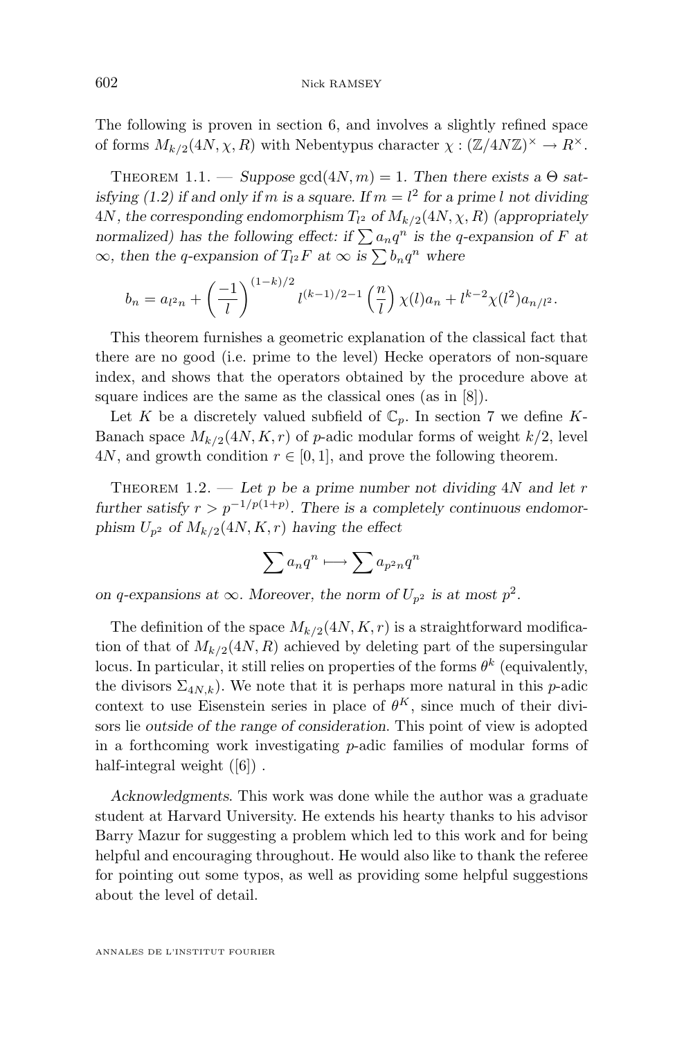The following is proven in section 6, and involves a slightly refined space of forms $M_{k/2}(4N, \chi, R)$ with Nebentypus character $\chi : (\mathbb{Z}/4N\mathbb{Z})^\times \to R^\times$.

Theorem 1.1. — *Suppose* $\gcd(4N, m) = 1$. *Then there exists a* $\Theta$ *satisfying (1.2) if and only if* $m$ *is a square. If* $m = l^2$ *for a prime* $l$ *not dividing* $4N$*, the corresponding endomorphism* $T_{l^2}$ *of* $M_{k/2}(4N, \chi, R)$ *(appropriately normalized) has the following effect: if* $\sum a_n q^n$ *is the q-expansion of* $F$ *at* $\infty$*, then the q-expansion of* $T_{l^2}F$ *at* $\infty$ *is* $\sum b_n q^n$ *where*

$$b_n = a_{l^2 n} + \left(\frac{-1}{l}\right)^{(1-k)/2} l^{(k-1)/2-1} \left(\frac{n}{l}\right) \chi(l) a_n + l^{k-2} \chi(l^2) a_{n/l^2}.$$

This theorem furnishes a geometric explanation of the classical fact that there are no good (i.e. prime to the level) Hecke operators of non-square index, and shows that the operators obtained by the procedure above at square indices are the same as the classical ones (as in [8]).

Let $K$ be a discretely valued subfield of $\mathbb{C}_p$. In section 7 we define $K$-Banach space $M_{k/2}(4N, K, r)$ of $p$-adic modular forms of weight $k/2$, level $4N$, and growth condition $r \in [0, 1]$, and prove the following theorem.

Theorem 1.2. — *Let* $p$ *be a prime number not dividing* $4N$ *and let* $r$ *further satisfy* $r > p^{-1/p(1+p)}$. *There is a completely continuous endomorphism* $U_{p^2}$ *of* $M_{k/2}(4N, K, r)$ *having the effect*

$$\sum a_n q^n \longmapsto \sum a_{p^2 n} q^n$$

*on q-expansions at* $\infty$. *Moreover, the norm of* $U_{p^2}$ *is at most* $p^2$.

The definition of the space $M_{k/2}(4N, K, r)$ is a straightforward modification of that of $M_{k/2}(4N, R)$ achieved by deleting part of the supersingular locus. In particular, it still relies on properties of the forms $\theta^k$ (equivalently, the divisors $\Sigma_{4N,k}$). We note that it is perhaps more natural in this $p$-adic context to use Eisenstein series in place of $\theta^K$, since much of their divisors lie *outside of the range of consideration*. This point of view is adopted in a forthcoming work investigating $p$-adic families of modular forms of half-integral weight ([6]) .

*Acknowledgments*. This work was done while the author was a graduate student at Harvard University. He extends his hearty thanks to his advisor Barry Mazur for suggesting a problem which led to this work and for being helpful and encouraging throughout. He would also like to thank the referee for pointing out some typos, as well as providing some helpful suggestions about the level of detail.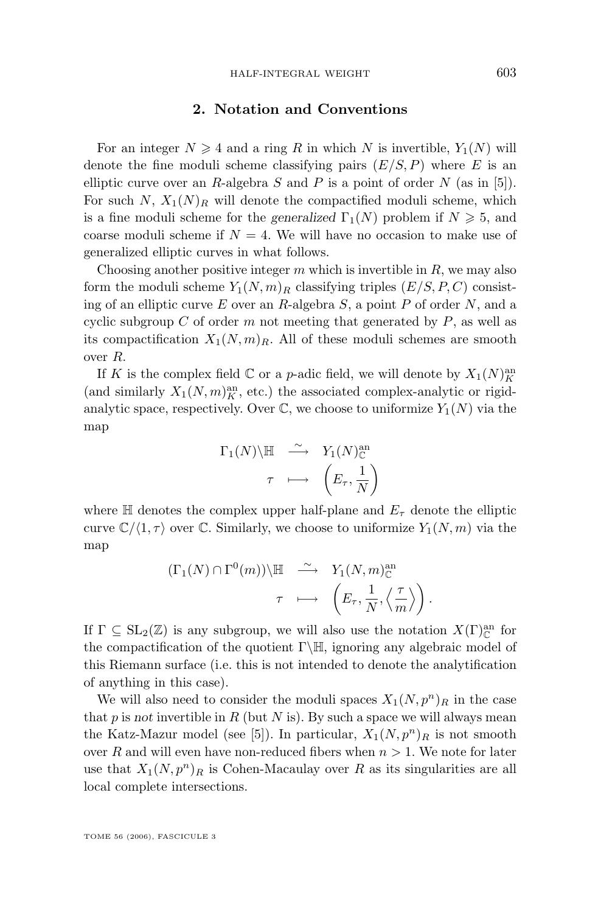## 2. Notation and Conventions

For an integer $N \geqslant 4$ and a ring $R$ in which $N$ is invertible, $Y_1(N)$ will denote the fine moduli scheme classifying pairs $(E/S, P)$ where $E$ is an elliptic curve over an $R$-algebra $S$ and $P$ is a point of order $N$ (as in [5]). For such $N$, $X_1(N)_R$ will denote the compactified moduli scheme, which is a fine moduli scheme for the *generalized* $\Gamma_1(N)$ problem if $N \geqslant 5$, and coarse moduli scheme if $N = 4$. We will have no occasion to make use of generalized elliptic curves in what follows.

Choosing another positive integer $m$ which is invertible in $R$, we may also form the moduli scheme $Y_1(N,m)_R$ classifying triples $(E/S, P, C)$ consisting of an elliptic curve $E$ over an $R$-algebra $S$, a point $P$ of order $N$, and a cyclic subgroup $C$ of order $m$ not meeting that generated by $P$, as well as its compactification $X_1(N,m)_R$. All of these moduli schemes are smooth over $R$.

If $K$ is the complex field $\mathbb{C}$ or a $p$-adic field, we will denote by $X_1(N)_K^{\mathrm{an}}$ (and similarly $X_1(N,m)_K^{\mathrm{an}}$, etc.) the associated complex-analytic or rigid-analytic space, respectively. Over $\mathbb{C}$, we choose to uniformize $Y_1(N)$ via the map

$$\begin{array}{rcl} \Gamma_1(N)\backslash\mathbb{H} & \xrightarrow{\sim} & Y_1(N)_{\mathbb{C}}^{\mathrm{an}} \\ \tau & \longmapsto & \left(E_\tau, \dfrac{1}{N}\right) \end{array}$$

where $\mathbb{H}$ denotes the complex upper half-plane and $E_\tau$ denote the elliptic curve $\mathbb{C}/\langle 1, \tau\rangle$ over $\mathbb{C}$. Similarly, we choose to uniformize $Y_1(N,m)$ via the map

$$\begin{array}{rcl} (\Gamma_1(N)\cap\Gamma^0(m))\backslash\mathbb{H} & \xrightarrow{\sim} & Y_1(N,m)_{\mathbb{C}}^{\mathrm{an}} \\ \tau & \longmapsto & \left(E_\tau, \dfrac{1}{N}, \left\langle \dfrac{\tau}{m}\right\rangle\right). \end{array}$$

If $\Gamma \subseteq \mathrm{SL}_2(\mathbb{Z})$ is any subgroup, we will also use the notation $X(\Gamma)_{\mathbb{C}}^{\mathrm{an}}$ for the compactification of the quotient $\Gamma\backslash\mathbb{H}$, ignoring any algebraic model of this Riemann surface (i.e. this is not intended to denote the analytification of anything in this case).

We will also need to consider the moduli spaces $X_1(N,p^n)_R$ in the case that $p$ is *not* invertible in $R$ (but $N$ is). By such a space we will always mean the Katz-Mazur model (see [5]). In particular, $X_1(N,p^n)_R$ is not smooth over $R$ and will even have non-reduced fibers when $n > 1$. We note for later use that $X_1(N,p^n)_R$ is Cohen-Macaulay over $R$ as its singularities are all local complete intersections.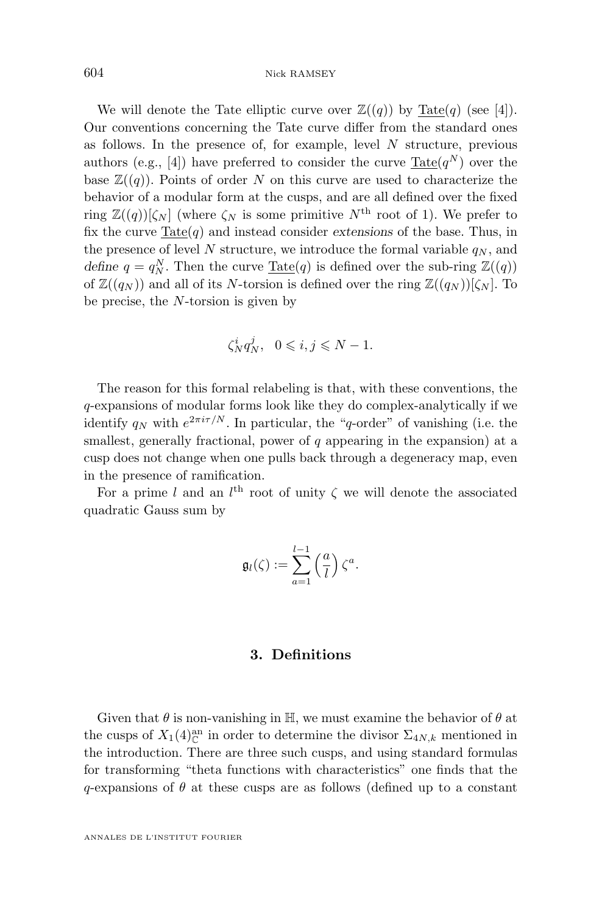We will denote the Tate elliptic curve over $\mathbb{Z}((q))$ by $\underline{\mathrm{Tate}}(q)$ (see [4]). Our conventions concerning the Tate curve differ from the standard ones as follows. In the presence of, for example, level $N$ structure, previous authors (e.g., [4]) have preferred to consider the curve $\underline{\mathrm{Tate}}(q^N)$ over the base $\mathbb{Z}((q))$. Points of order $N$ on this curve are used to characterize the behavior of a modular form at the cusps, and are all defined over the fixed ring $\mathbb{Z}((q))[\zeta_N]$ (where $\zeta_N$ is some primitive $N^{\text{th}}$ root of 1). We prefer to fix the curve $\underline{\mathrm{Tate}}(q)$ and instead consider *extensions* of the base. Thus, in the presence of level $N$ structure, we introduce the formal variable $q_N$, and *define* $q = q_N^N$. Then the curve $\underline{\mathrm{Tate}}(q)$ is defined over the sub-ring $\mathbb{Z}((q))$ of $\mathbb{Z}((q_N))$ and all of its $N$-torsion is defined over the ring $\mathbb{Z}((q_N))[\zeta_N]$. To be precise, the $N$-torsion is given by

$$\zeta_N^i q_N^j, \quad 0 \leqslant i, j \leqslant N-1.$$

The reason for this formal relabeling is that, with these conventions, the $q$-expansions of modular forms look like they do complex-analytically if we identify $q_N$ with $e^{2\pi i\tau/N}$. In particular, the "$q$-order" of vanishing (i.e. the smallest, generally fractional, power of $q$ appearing in the expansion) at a cusp does not change when one pulls back through a degeneracy map, even in the presence of ramification.

For a prime $l$ and an $l^{\text{th}}$ root of unity $\zeta$ we will denote the associated quadratic Gauss sum by

$$\mathfrak{g}_l(\zeta) := \sum_{a=1}^{l-1} \left(\frac{a}{l}\right) \zeta^a.$$

## 3. Definitions

Given that $\theta$ is non-vanishing in $\mathbb{H}$, we must examine the behavior of $\theta$ at the cusps of $X_1(4)^{\mathrm{an}}_{\mathbb{C}}$ in order to determine the divisor $\Sigma_{4N,k}$ mentioned in the introduction. There are three such cusps, and using standard formulas for transforming "theta functions with characteristics" one finds that the $q$-expansions of $\theta$ at these cusps are as follows (defined up to a constant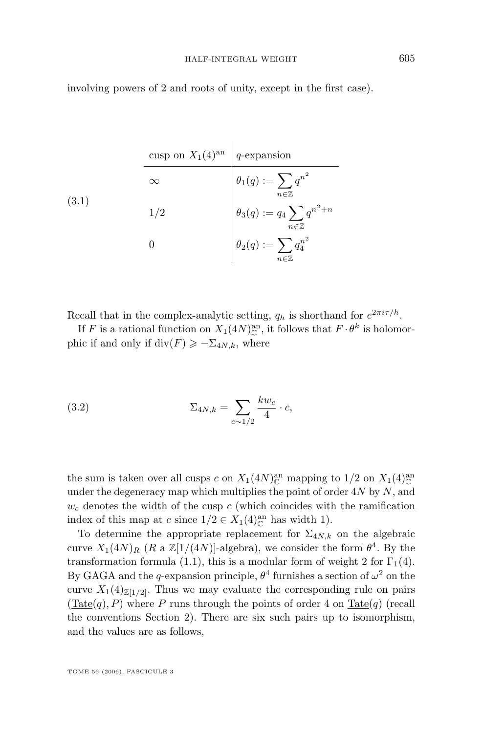involving powers of 2 and roots of unity, except in the first case).

(3.1)

| cusp on $X_1(4)^{\mathrm{an}}$ | $q$-expansion |
|---|---|
| $\infty$ | $\theta_1(q) := \sum_{n\in\mathbb{Z}} q^{n^2}$ |
| $1/2$ | $\theta_3(q) := q_4 \sum_{n\in\mathbb{Z}} q^{n^2+n}$ |
| $0$ | $\theta_2(q) := \sum_{n\in\mathbb{Z}} q_4^{n^2}$ |

Recall that in the complex-analytic setting, $q_h$ is shorthand for $e^{2\pi i\tau/h}$.

If $F$ is a rational function on $X_1(4N)^{\mathrm{an}}_{\mathbb{C}}$, it follows that $F\cdot\theta^k$ is holomorphic if and only if $\mathrm{div}(F) \geqslant -\Sigma_{4N,k}$, where

$$\Sigma_{4N,k} = \sum_{c\sim 1/2} \frac{kw_c}{4}\cdot c, \tag{3.2}$$

the sum is taken over all cusps $c$ on $X_1(4N)^{\mathrm{an}}_{\mathbb{C}}$ mapping to $1/2$ on $X_1(4)^{\mathrm{an}}_{\mathbb{C}}$ under the degeneracy map which multiplies the point of order $4N$ by $N$, and $w_c$ denotes the width of the cusp $c$ (which coincides with the ramification index of this map at $c$ since $1/2 \in X_1(4)^{\mathrm{an}}_{\mathbb{C}}$ has width 1).

To determine the appropriate replacement for $\Sigma_{4N,k}$ on the algebraic curve $X_1(4N)_R$ ($R$ a $\mathbb{Z}[1/(4N)]$-algebra), we consider the form $\theta^4$. By the transformation formula (1.1), this is a modular form of weight 2 for $\Gamma_1(4)$. By GAGA and the $q$-expansion principle, $\theta^4$ furnishes a section of $\omega^2$ on the curve $X_1(4)_{\mathbb{Z}[1/2]}$. Thus we may evaluate the corresponding rule on pairs $(\underline{\mathrm{Tate}}(q), P)$ where $P$ runs through the points of order 4 on $\underline{\mathrm{Tate}}(q)$ (recall the conventions Section 2). There are six such pairs up to isomorphism, and the values are as follows,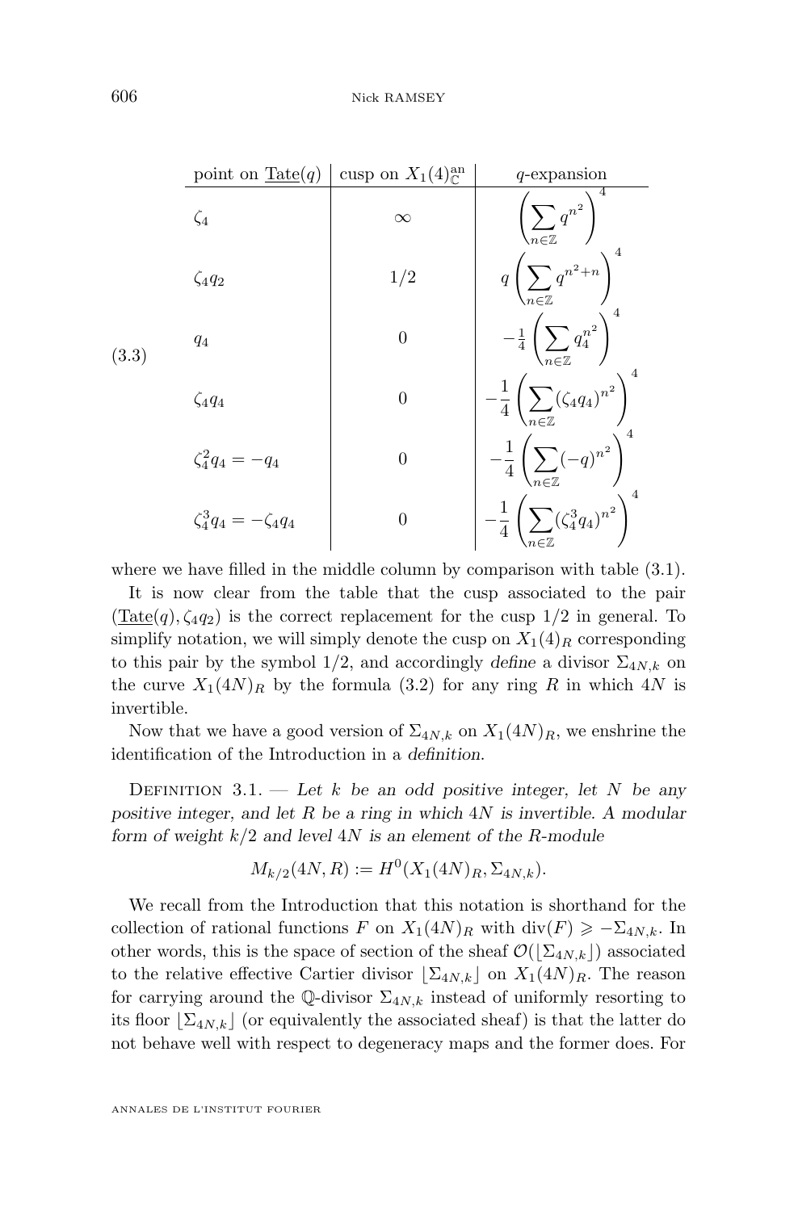(3.3)

| point on $\underline{\mathrm{Tate}}(q)$ | cusp on $X_1(4)^{\mathrm{an}}_{\mathbb{C}}$ | $q$-expansion |
|---|---|---|
| $\zeta_4$ | $\infty$ | $\left(\sum_{n\in\mathbb{Z}} q^{n^2}\right)^4$ |
| $\zeta_4 q_2$ | $1/2$ | $q\left(\sum_{n\in\mathbb{Z}} q^{n^2+n}\right)^4$ |
| $q_4$ | $0$ | $-\frac{1}{4}\left(\sum_{n\in\mathbb{Z}} q_4^{n^2}\right)^4$ |
| $\zeta_4 q_4$ | $0$ | $-\frac{1}{4}\left(\sum_{n\in\mathbb{Z}} (\zeta_4 q_4)^{n^2}\right)^4$ |
| $\zeta_4^2 q_4 = -q_4$ | $0$ | $-\frac{1}{4}\left(\sum_{n\in\mathbb{Z}} (-q)^{n^2}\right)^4$ |
| $\zeta_4^3 q_4 = -\zeta_4 q_4$ | $0$ | $-\frac{1}{4}\left(\sum_{n\in\mathbb{Z}} (\zeta_4^3 q_4)^{n^2}\right)^4$ |

where we have filled in the middle column by comparison with table (3.1).

It is now clear from the table that the cusp associated to the pair $(\underline{\mathrm{Tate}}(q), \zeta_4 q_2)$ is the correct replacement for the cusp $1/2$ in general. To simplify notation, we will simply denote the cusp on $X_1(4)_R$ corresponding to this pair by the symbol $1/2$, and accordingly *define* a divisor $\Sigma_{4N,k}$ on the curve $X_1(4N)_R$ by the formula (3.2) for any ring $R$ in which $4N$ is invertible.

Now that we have a good version of $\Sigma_{4N,k}$ on $X_1(4N)_R$, we enshrine the identification of the Introduction in a *definition*.

Definition 3.1. — *Let $k$ be an odd positive integer, let $N$ be any positive integer, and let $R$ be a ring in which $4N$ is invertible. A modular form of weight $k/2$ and level $4N$ is an element of the $R$-module*

$$M_{k/2}(4N, R) := H^0(X_1(4N)_R, \Sigma_{4N,k}).$$

We recall from the Introduction that this notation is shorthand for the collection of rational functions $F$ on $X_1(4N)_R$ with $\mathrm{div}(F) \geqslant -\Sigma_{4N,k}$. In other words, this is the space of section of the sheaf $\mathcal{O}(\lfloor\Sigma_{4N,k}\rfloor)$ associated to the relative effective Cartier divisor $\lfloor\Sigma_{4N,k}\rfloor$ on $X_1(4N)_R$. The reason for carrying around the $\mathbb{Q}$-divisor $\Sigma_{4N,k}$ instead of uniformly resorting to its floor $\lfloor\Sigma_{4N,k}\rfloor$ (or equivalently the associated sheaf) is that the latter do not behave well with respect to degeneracy maps and the former does. For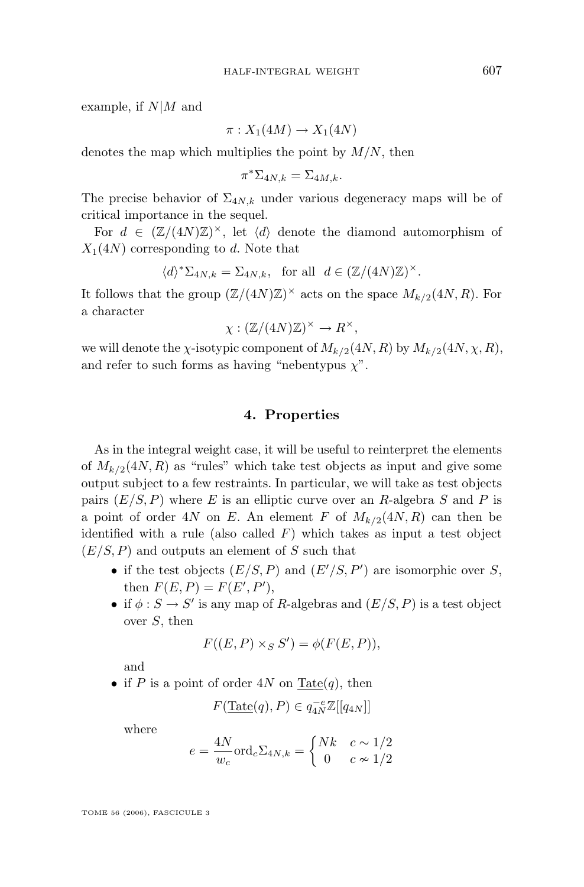example, if $N|M$ and

$$\pi : X_1(4M) \to X_1(4N)$$

denotes the map which multiplies the point by $M/N$, then

$$\pi^*\Sigma_{4N,k} = \Sigma_{4M,k}.$$

The precise behavior of $\Sigma_{4N,k}$ under various degeneracy maps will be of critical importance in the sequel.

For $d \in (\mathbb{Z}/(4N)\mathbb{Z})^\times$, let $\langle d \rangle$ denote the diamond automorphism of $X_1(4N)$ corresponding to $d$. Note that

$$\langle d \rangle^* \Sigma_{4N,k} = \Sigma_{4N,k}, \quad \text{for all} \quad d \in (\mathbb{Z}/(4N)\mathbb{Z})^\times.$$

It follows that the group $(\mathbb{Z}/(4N)\mathbb{Z})^\times$ acts on the space $M_{k/2}(4N, R)$. For a character

$$\chi : (\mathbb{Z}/(4N)\mathbb{Z})^\times \to R^\times,$$

we will denote the $\chi$-isotypic component of $M_{k/2}(4N, R)$ by $M_{k/2}(4N, \chi, R)$, and refer to such forms as having "nebentypus $\chi$".

## 4. Properties

As in the integral weight case, it will be useful to reinterpret the elements of $M_{k/2}(4N, R)$ as "rules" which take test objects as input and give some output subject to a few restraints. In particular, we will take as test objects pairs $(E/S, P)$ where $E$ is an elliptic curve over an $R$-algebra $S$ and $P$ is a point of order $4N$ on $E$. An element $F$ of $M_{k/2}(4N, R)$ can then be identified with a rule (also called $F$) which takes as input a test object $(E/S, P)$ and outputs an element of $S$ such that

- if the test objects $(E/S, P)$ and $(E'/S, P')$ are isomorphic over $S$, then $F(E, P) = F(E', P')$,
- if $\phi : S \to S'$ is any map of $R$-algebras and $(E/S, P)$ is a test object over $S$, then

  $$F((E, P) \times_S S') = \phi(F(E, P)),$$

  and
- if $P$ is a point of order $4N$ on $\underline{\mathrm{Tate}}(q)$, then

  $$F(\underline{\mathrm{Tate}}(q), P) \in q_{4N}^{-e}\mathbb{Z}[[q_{4N}]]$$

  where

  $$e = \frac{4N}{w_c}\mathrm{ord}_c \Sigma_{4N,k} = \begin{cases} Nk & c \sim 1/2 \\ 0 & c \nsim 1/2 \end{cases}$$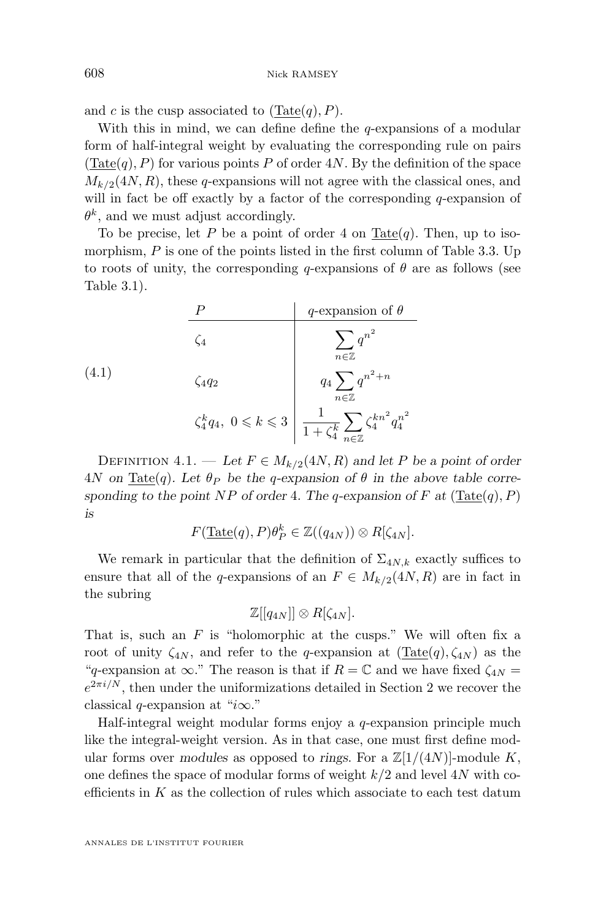and $c$ is the cusp associated to $(\underline{\mathrm{Tate}}(q), P)$.

With this in mind, we can define define the $q$-expansions of a modular form of half-integral weight by evaluating the corresponding rule on pairs $(\underline{\mathrm{Tate}}(q), P)$ for various points $P$ of order $4N$. By the definition of the space $M_{k/2}(4N, R)$, these $q$-expansions will not agree with the classical ones, and will in fact be off exactly by a factor of the corresponding $q$-expansion of $\theta^k$, and we must adjust accordingly.

To be precise, let $P$ be a point of order 4 on $\underline{\mathrm{Tate}}(q)$. Then, up to isomorphism, $P$ is one of the points listed in the first column of Table 3.3. Up to roots of unity, the corresponding $q$-expansions of $\theta$ are as follows (see Table 3.1).

(4.1)

| $P$ | $q$-expansion of $\theta$ |
|---|---|
| $\zeta_4$ | $\sum_{n\in\mathbb{Z}} q^{n^2}$ |
| $\zeta_4 q_2$ | $q_4 \sum_{n\in\mathbb{Z}} q^{n^2+n}$ |
| $\zeta_4^k q_4,\ 0 \leqslant k \leqslant 3$ | $\frac{1}{1+\zeta_4^k} \sum_{n\in\mathbb{Z}} \zeta_4^{kn^2} q_4^{n^2}$ |

Definition 4.1. — *Let $F \in M_{k/2}(4N, R)$ and let $P$ be a point of order $4N$ on $\underline{\mathrm{Tate}}(q)$. Let $\theta_P$ be the $q$-expansion of $\theta$ in the above table corresponding to the point $NP$ of order 4. The $q$-expansion of $F$ at $(\underline{\mathrm{Tate}}(q), P)$ is*

$$F(\underline{\mathrm{Tate}}(q), P)\theta_P^k \in \mathbb{Z}((q_{4N})) \otimes R[\zeta_{4N}].$$

We remark in particular that the definition of $\Sigma_{4N,k}$ exactly suffices to ensure that all of the $q$-expansions of an $F \in M_{k/2}(4N, R)$ are in fact in the subring

$$\mathbb{Z}[[q_{4N}]] \otimes R[\zeta_{4N}].$$

That is, such an $F$ is "holomorphic at the cusps." We will often fix a root of unity $\zeta_{4N}$, and refer to the $q$-expansion at $(\underline{\mathrm{Tate}}(q), \zeta_{4N})$ as the "$q$-expansion at $\infty$." The reason is that if $R = \mathbb{C}$ and we have fixed $\zeta_{4N} = e^{2\pi i/N}$, then under the uniformizations detailed in Section 2 we recover the classical $q$-expansion at "$i\infty$."

Half-integral weight modular forms enjoy a $q$-expansion principle much like the integral-weight version. As in that case, one must first define modular forms over *modules* as opposed to *rings*. For a $\mathbb{Z}[1/(4N)]$-module $K$, one defines the space of modular forms of weight $k/2$ and level $4N$ with coefficients in $K$ as the collection of rules which associate to each test datum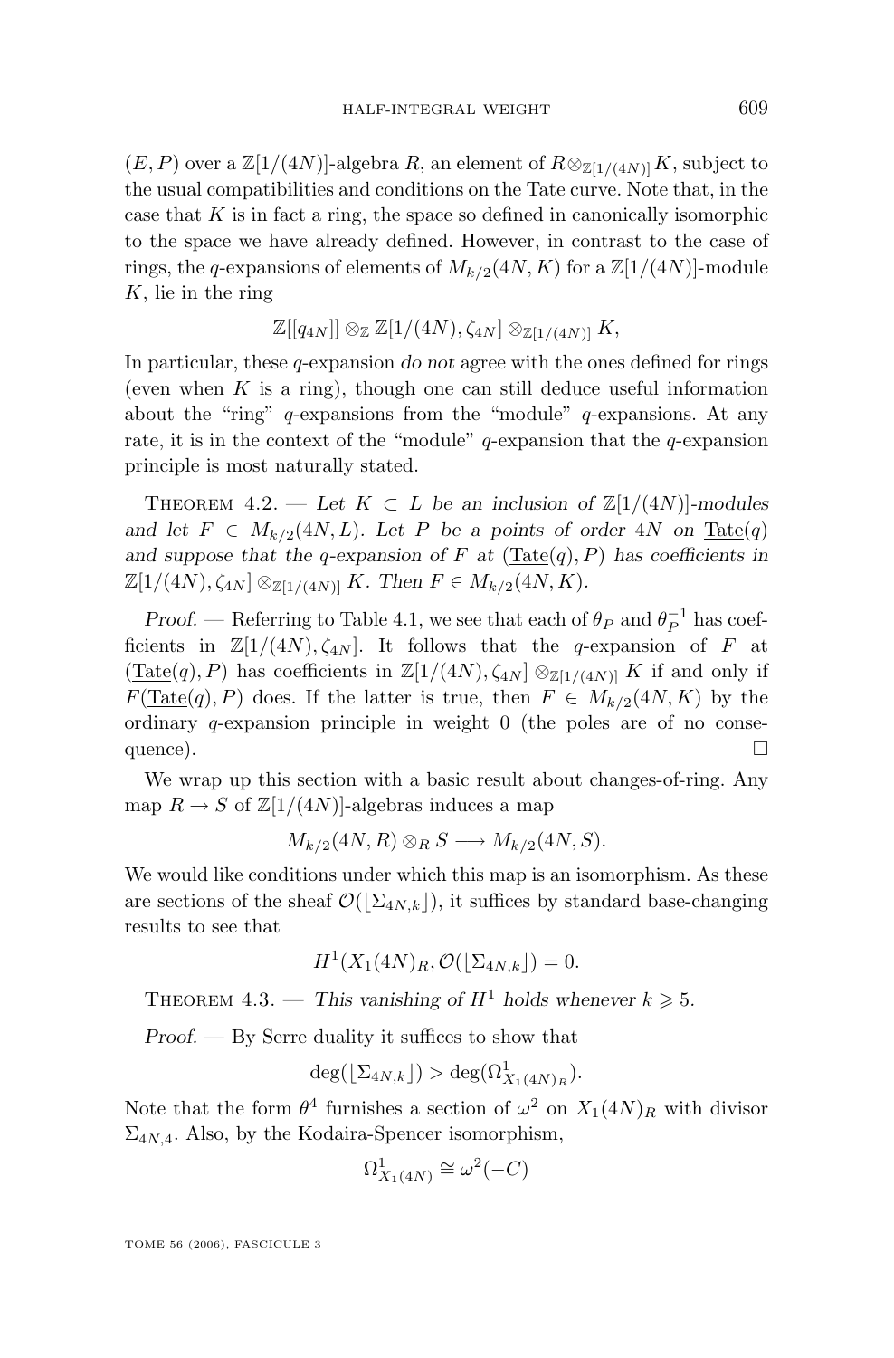$(E,P)$ over a $\mathbb{Z}[1/(4N)]$-algebra $R$, an element of $R\otimes_{\mathbb{Z}[1/(4N)]}K$, subject to the usual compatibilities and conditions on the Tate curve. Note that, in the case that $K$ is in fact a ring, the space so defined in canonically isomorphic to the space we have already defined. However, in contrast to the case of rings, the $q$-expansions of elements of $M_{k/2}(4N,K)$ for a $\mathbb{Z}[1/(4N)]$-module $K$, lie in the ring

$$\mathbb{Z}[[q_{4N}]]\otimes_{\mathbb{Z}}\mathbb{Z}[1/(4N),\zeta_{4N}]\otimes_{\mathbb{Z}[1/(4N)]}K,$$

In particular, these $q$-expansion *do not* agree with the ones defined for rings (even when $K$ is a ring), though one can still deduce useful information about the "ring" $q$-expansions from the "module" $q$-expansions. At any rate, it is in the context of the "module" $q$-expansion that the $q$-expansion principle is most naturally stated.

Theorem 4.2. — *Let $K\subset L$ be an inclusion of $\mathbb{Z}[1/(4N)]$-modules and let $F\in M_{k/2}(4N,L)$. Let $P$ be a points of order $4N$ on $\underline{\mathrm{Tate}}(q)$ and suppose that the $q$-expansion of $F$ at $(\underline{\mathrm{Tate}}(q),P)$ has coefficients in $\mathbb{Z}[1/(4N),\zeta_{4N}]\otimes_{\mathbb{Z}[1/(4N)]}K$. Then $F\in M_{k/2}(4N,K)$.*

*Proof.* — Referring to Table 4.1, we see that each of $\theta_P$ and $\theta_P^{-1}$ has coefficients in $\mathbb{Z}[1/(4N),\zeta_{4N}]$. It follows that the $q$-expansion of $F$ at $(\underline{\mathrm{Tate}}(q),P)$ has coefficients in $\mathbb{Z}[1/(4N),\zeta_{4N}]\otimes_{\mathbb{Z}[1/(4N)]}K$ if and only if $F(\underline{\mathrm{Tate}}(q),P)$ does. If the latter is true, then $F\in M_{k/2}(4N,K)$ by the ordinary $q$-expansion principle in weight 0 (the poles are of no consequence). ☐

We wrap up this section with a basic result about changes-of-ring. Any map $R\to S$ of $\mathbb{Z}[1/(4N)]$-algebras induces a map

$$M_{k/2}(4N,R)\otimes_R S\longrightarrow M_{k/2}(4N,S).$$

We would like conditions under which this map is an isomorphism. As these are sections of the sheaf $\mathcal{O}(\lfloor\Sigma_{4N,k}\rfloor)$, it suffices by standard base-changing results to see that

$$H^1(X_1(4N)_R,\mathcal{O}(\lfloor\Sigma_{4N,k}\rfloor)=0.$$

Theorem 4.3. — *This vanishing of $H^1$ holds whenever $k\geqslant 5$.*

*Proof.* — By Serre duality it suffices to show that

$$\deg(\lfloor\Sigma_{4N,k}\rfloor)>\deg(\Omega^1_{X_1(4N)_R}).$$

Note that the form $\theta^4$ furnishes a section of $\omega^2$ on $X_1(4N)_R$ with divisor $\Sigma_{4N,4}$. Also, by the Kodaira-Spencer isomorphism,

$$\Omega^1_{X_1(4N)}\cong\omega^2(-C)$$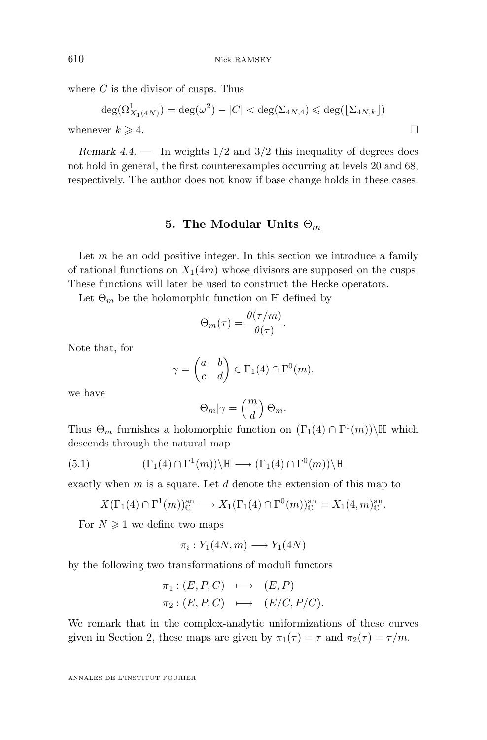where $C$ is the divisor of cusps. Thus

$$\deg(\Omega^1_{X_1(4N)}) = \deg(\omega^2) - |C| < \deg(\Sigma_{4N,4}) \leqslant \deg(\lfloor \Sigma_{4N,k} \rfloor)$$

whenever $k \geqslant 4$. $\square$

*Remark 4.4.* — In weights 1/2 and 3/2 this inequality of degrees does not hold in general, the first counterexamples occurring at levels 20 and 68, respectively. The author does not know if base change holds in these cases.

## 5. The Modular Units $\Theta_m$

Let $m$ be an odd positive integer. In this section we introduce a family of rational functions on $X_1(4m)$ whose divisors are supposed on the cusps. These functions will later be used to construct the Hecke operators.

Let $\Theta_m$ be the holomorphic function on $\mathbb{H}$ defined by

$$\Theta_m(\tau) = \frac{\theta(\tau/m)}{\theta(\tau)}.$$

Note that, for

$$\gamma = \begin{pmatrix} a & b \\ c & d \end{pmatrix} \in \Gamma_1(4) \cap \Gamma^0(m),$$

we have

$$\Theta_m | \gamma = \left(\frac{m}{d}\right) \Theta_m.$$

Thus $\Theta_m$ furnishes a holomorphic function on $(\Gamma_1(4) \cap \Gamma^1(m)) \backslash \mathbb{H}$ which descends through the natural map

$$(\Gamma_1(4) \cap \Gamma^1(m)) \backslash \mathbb{H} \longrightarrow (\Gamma_1(4) \cap \Gamma^0(m)) \backslash \mathbb{H} \tag{5.1}$$

exactly when $m$ is a square. Let $d$ denote the extension of this map to

$$X(\Gamma_1(4) \cap \Gamma^1(m))^{\mathrm{an}}_{\mathbb{C}} \longrightarrow X_1(\Gamma_1(4) \cap \Gamma^0(m))^{\mathrm{an}}_{\mathbb{C}} = X_1(4, m)^{\mathrm{an}}_{\mathbb{C}}.$$

For $N \geqslant 1$ we define two maps

$$\pi_i : Y_1(4N, m) \longrightarrow Y_1(4N)$$

by the following two transformations of moduli functors

$$\begin{aligned} \pi_1 : (E, P, C) &\longmapsto (E, P) \\ \pi_2 : (E, P, C) &\longmapsto (E/C, P/C). \end{aligned}$$

We remark that in the complex-analytic uniformizations of these curves given in Section 2, these maps are given by $\pi_1(\tau) = \tau$ and $\pi_2(\tau) = \tau/m$.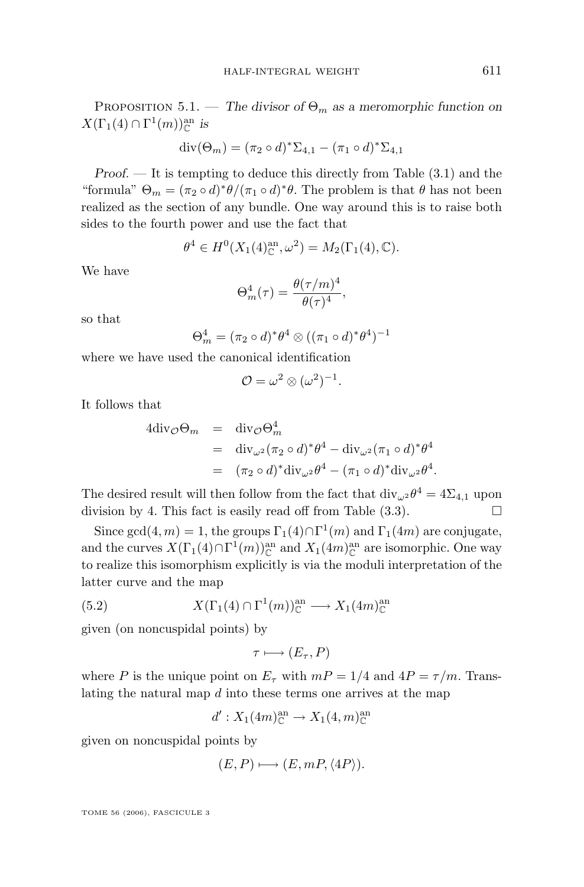Proposition 5.1. — *The divisor of $\Theta_m$ as a meromorphic function on $X(\Gamma_1(4) \cap \Gamma^1(m))^{\mathrm{an}}_{\mathbb{C}}$ is*

$$\mathrm{div}(\Theta_m) = (\pi_2 \circ d)^* \Sigma_{4,1} - (\pi_1 \circ d)^* \Sigma_{4,1}$$

*Proof.* — It is tempting to deduce this directly from Table (3.1) and the "formula" $\Theta_m = (\pi_2 \circ d)^*\theta / (\pi_1 \circ d)^*\theta$. The problem is that $\theta$ has not been realized as the section of any bundle. One way around this is to raise both sides to the fourth power and use the fact that

$$\theta^4 \in H^0(X_1(4)^{\mathrm{an}}_{\mathbb{C}}, \omega^2) = M_2(\Gamma_1(4), \mathbb{C}).$$

We have

$$\Theta_m^4(\tau) = \frac{\theta(\tau/m)^4}{\theta(\tau)^4},$$

so that

$$\Theta_m^4 = (\pi_2 \circ d)^*\theta^4 \otimes ((\pi_1 \circ d)^*\theta^4)^{-1}$$

where we have used the canonical identification

$$\mathcal{O} = \omega^2 \otimes (\omega^2)^{-1}.$$

It follows that

$$\begin{aligned}
4\mathrm{div}_{\mathcal{O}}\Theta_m &= \mathrm{div}_{\mathcal{O}}\Theta_m^4 \\
&= \mathrm{div}_{\omega^2}(\pi_2 \circ d)^*\theta^4 - \mathrm{div}_{\omega^2}(\pi_1 \circ d)^*\theta^4 \\
&= (\pi_2 \circ d)^*\mathrm{div}_{\omega^2}\theta^4 - (\pi_1 \circ d)^*\mathrm{div}_{\omega^2}\theta^4.
\end{aligned}$$

The desired result will then follow from the fact that $\mathrm{div}_{\omega^2}\theta^4 = 4\Sigma_{4,1}$ upon division by 4. This fact is easily read off from Table (3.3). $\square$

Since $\gcd(4, m) = 1$, the groups $\Gamma_1(4) \cap \Gamma^1(m)$ and $\Gamma_1(4m)$ are conjugate, and the curves $X(\Gamma_1(4) \cap \Gamma^1(m))^{\mathrm{an}}_{\mathbb{C}}$ and $X_1(4m)^{\mathrm{an}}_{\mathbb{C}}$ are isomorphic. One way to realize this isomorphism explicitly is via the moduli interpretation of the latter curve and the map

$$X(\Gamma_1(4) \cap \Gamma^1(m))^{\mathrm{an}}_{\mathbb{C}} \longrightarrow X_1(4m)^{\mathrm{an}}_{\mathbb{C}} \tag{5.2}$$

given (on noncuspidal points) by

$$\tau \longmapsto (E_\tau, P)$$

where $P$ is the unique point on $E_\tau$ with $mP = 1/4$ and $4P = \tau/m$. Translating the natural map $d$ into these terms one arrives at the map

$$d' : X_1(4m)^{\mathrm{an}}_{\mathbb{C}} \to X_1(4, m)^{\mathrm{an}}_{\mathbb{C}}$$

given on noncuspidal points by

$$(E, P) \longmapsto (E, mP, \langle 4P \rangle).$$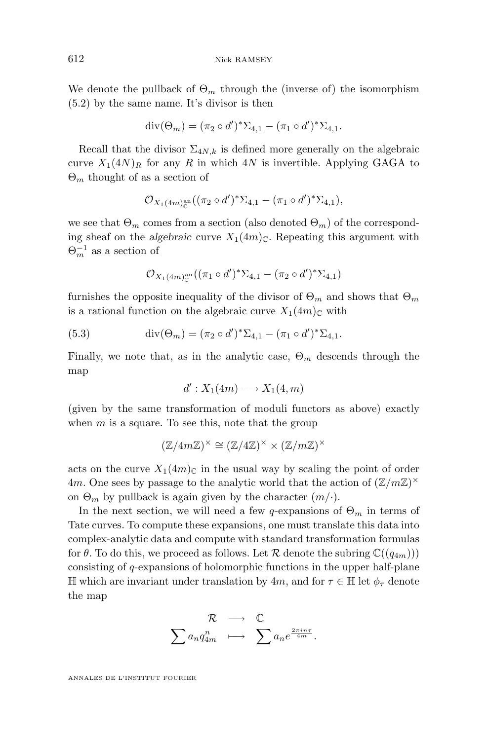We denote the pullback of $\Theta_m$ through the (inverse of) the isomorphism (5.2) by the same name. It's divisor is then

$$\mathrm{div}(\Theta_m) = (\pi_2 \circ d')^* \Sigma_{4,1} - (\pi_1 \circ d')^* \Sigma_{4,1}.$$

Recall that the divisor $\Sigma_{4N,k}$ is defined more generally on the algebraic curve $X_1(4N)_R$ for any $R$ in which $4N$ is invertible. Applying GAGA to $\Theta_m$ thought of as a section of

$$\mathcal{O}_{X_1(4m)^{\mathrm{an}}_{\mathbb{C}}}((\pi_2 \circ d')^* \Sigma_{4,1} - (\pi_1 \circ d')^* \Sigma_{4,1}),$$

we see that $\Theta_m$ comes from a section (also denoted $\Theta_m$) of the corresponding sheaf on the *algebraic* curve $X_1(4m)_{\mathbb{C}}$. Repeating this argument with $\Theta_m^{-1}$ as a section of

$$\mathcal{O}_{X_1(4m)^{\mathrm{an}}_{\mathbb{C}}}((\pi_1 \circ d')^* \Sigma_{4,1} - (\pi_2 \circ d')^* \Sigma_{4,1})$$

furnishes the opposite inequality of the divisor of $\Theta_m$ and shows that $\Theta_m$ is a rational function on the algebraic curve $X_1(4m)_{\mathbb{C}}$ with

$$\mathrm{div}(\Theta_m) = (\pi_2 \circ d')^* \Sigma_{4,1} - (\pi_1 \circ d')^* \Sigma_{4,1}. \tag{5.3}$$

Finally, we note that, as in the analytic case, $\Theta_m$ descends through the map

$$d' : X_1(4m) \longrightarrow X_1(4, m)$$

(given by the same transformation of moduli functors as above) exactly when $m$ is a square. To see this, note that the group

$$(\mathbb{Z}/4m\mathbb{Z})^\times \cong (\mathbb{Z}/4\mathbb{Z})^\times \times (\mathbb{Z}/m\mathbb{Z})^\times$$

acts on the curve $X_1(4m)_{\mathbb{C}}$ in the usual way by scaling the point of order $4m$. One sees by passage to the analytic world that the action of $(\mathbb{Z}/m\mathbb{Z})^\times$ on $\Theta_m$ by pullback is again given by the character $(m/\cdot)$.

In the next section, we will need a few $q$-expansions of $\Theta_m$ in terms of Tate curves. To compute these expansions, one must translate this data into complex-analytic data and compute with standard transformation formulas for $\theta$. To do this, we proceed as follows. Let $\mathcal{R}$ denote the subring $\mathbb{C}((q_{4m}))$ consisting of $q$-expansions of holomorphic functions in the upper half-plane $\mathbb{H}$ which are invariant under translation by $4m$, and for $\tau \in \mathbb{H}$ let $\phi_\tau$ denote the map

$$\begin{array}{ccc} \mathcal{R} & \longrightarrow & \mathbb{C} \\ \sum a_n q_{4m}^n & \longmapsto & \sum a_n e^{\frac{2\pi i n \tau}{4m}}. \end{array}$$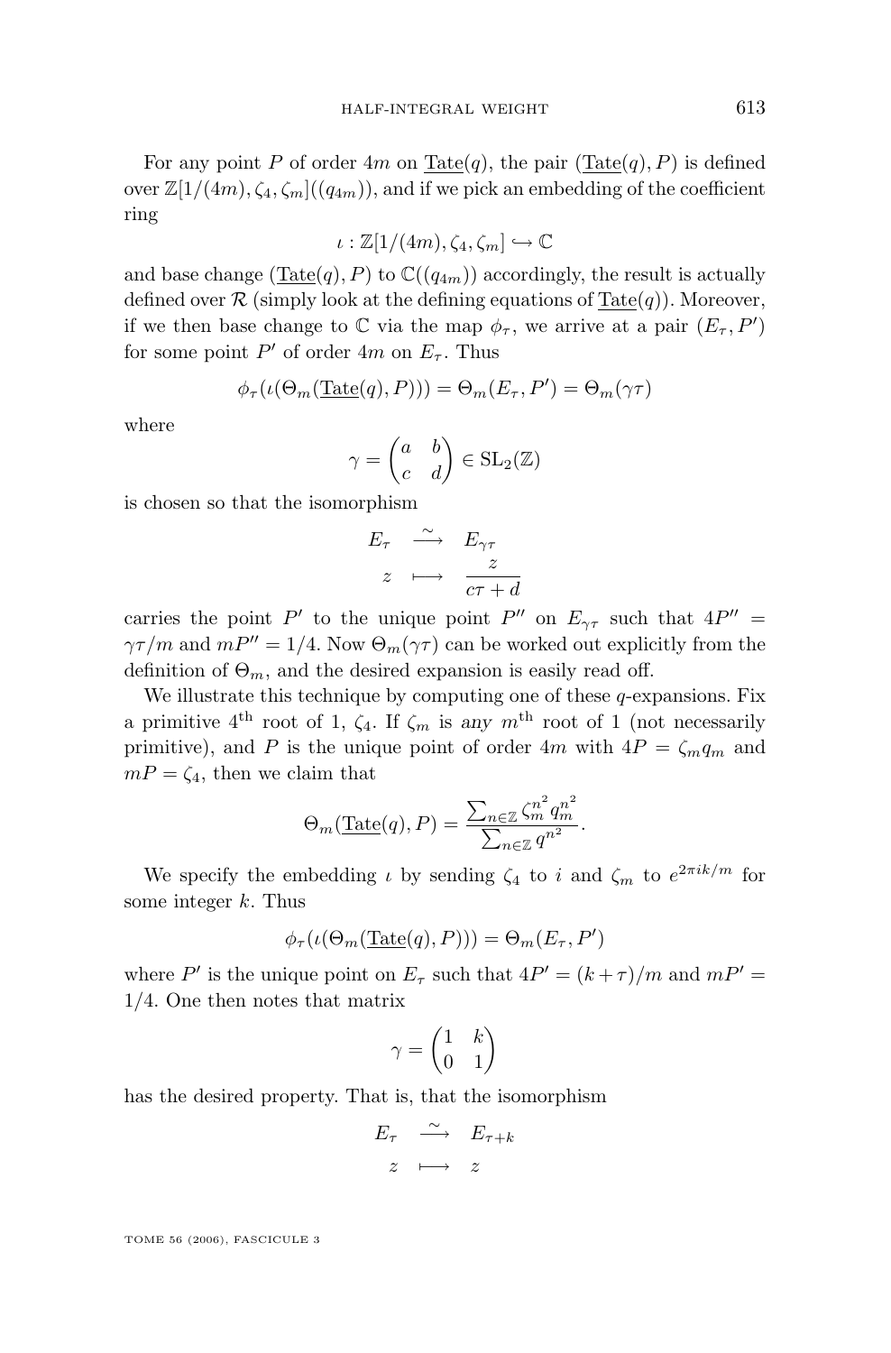For any point $P$ of order $4m$ on $\underline{\mathrm{Tate}}(q)$, the pair $(\underline{\mathrm{Tate}}(q), P)$ is defined over $\mathbb{Z}[1/(4m), \zeta_4, \zeta_m]((q_{4m}))$, and if we pick an embedding of the coefficient ring

$$\iota : \mathbb{Z}[1/(4m), \zeta_4, \zeta_m] \hookrightarrow \mathbb{C}$$

and base change $(\underline{\mathrm{Tate}}(q), P)$ to $\mathbb{C}((q_{4m}))$ accordingly, the result is actually defined over $\mathcal{R}$ (simply look at the defining equations of $\underline{\mathrm{Tate}}(q)$). Moreover, if we then base change to $\mathbb{C}$ via the map $\phi_\tau$, we arrive at a pair $(E_\tau, P')$ for some point $P'$ of order $4m$ on $E_\tau$. Thus

$$\phi_\tau(\iota(\Theta_m(\underline{\mathrm{Tate}}(q), P))) = \Theta_m(E_\tau, P') = \Theta_m(\gamma\tau)$$

where

$$\gamma = \begin{pmatrix} a & b \\ c & d \end{pmatrix} \in \mathrm{SL}_2(\mathbb{Z})$$

is chosen so that the isomorphism

$$\begin{array}{ccc} E_\tau & \xrightarrow{\sim} & E_{\gamma\tau} \\ z & \longmapsto & \dfrac{z}{c\tau + d} \end{array}$$

carries the point $P'$ to the unique point $P''$ on $E_{\gamma\tau}$ such that $4P'' = \gamma\tau/m$ and $mP'' = 1/4$. Now $\Theta_m(\gamma\tau)$ can be worked out explicitly from the definition of $\Theta_m$, and the desired expansion is easily read off.

We illustrate this technique by computing one of these $q$-expansions. Fix a primitive $4^{\text{th}}$ root of 1, $\zeta_4$. If $\zeta_m$ is *any* $m^{\text{th}}$ root of 1 (not necessarily primitive), and $P$ is the unique point of order $4m$ with $4P = \zeta_m q_m$ and $mP = \zeta_4$, then we claim that

$$\Theta_m(\underline{\mathrm{Tate}}(q), P) = \frac{\sum_{n\in\mathbb{Z}} \zeta_m^{n^2} q_m^{n^2}}{\sum_{n\in\mathbb{Z}} q^{n^2}}.$$

We specify the embedding $\iota$ by sending $\zeta_4$ to $i$ and $\zeta_m$ to $e^{2\pi i k/m}$ for some integer $k$. Thus

$$\phi_\tau(\iota(\Theta_m(\underline{\mathrm{Tate}}(q), P))) = \Theta_m(E_\tau, P')$$

where $P'$ is the unique point on $E_\tau$ such that $4P' = (k+\tau)/m$ and $mP' = 1/4$. One then notes that matrix

$$\gamma = \begin{pmatrix} 1 & k \\ 0 & 1 \end{pmatrix}$$

has the desired property. That is, that the isomorphism

$$\begin{array}{ccc} E_\tau & \xrightarrow{\sim} & E_{\tau+k} \\ z & \longmapsto & z \end{array}$$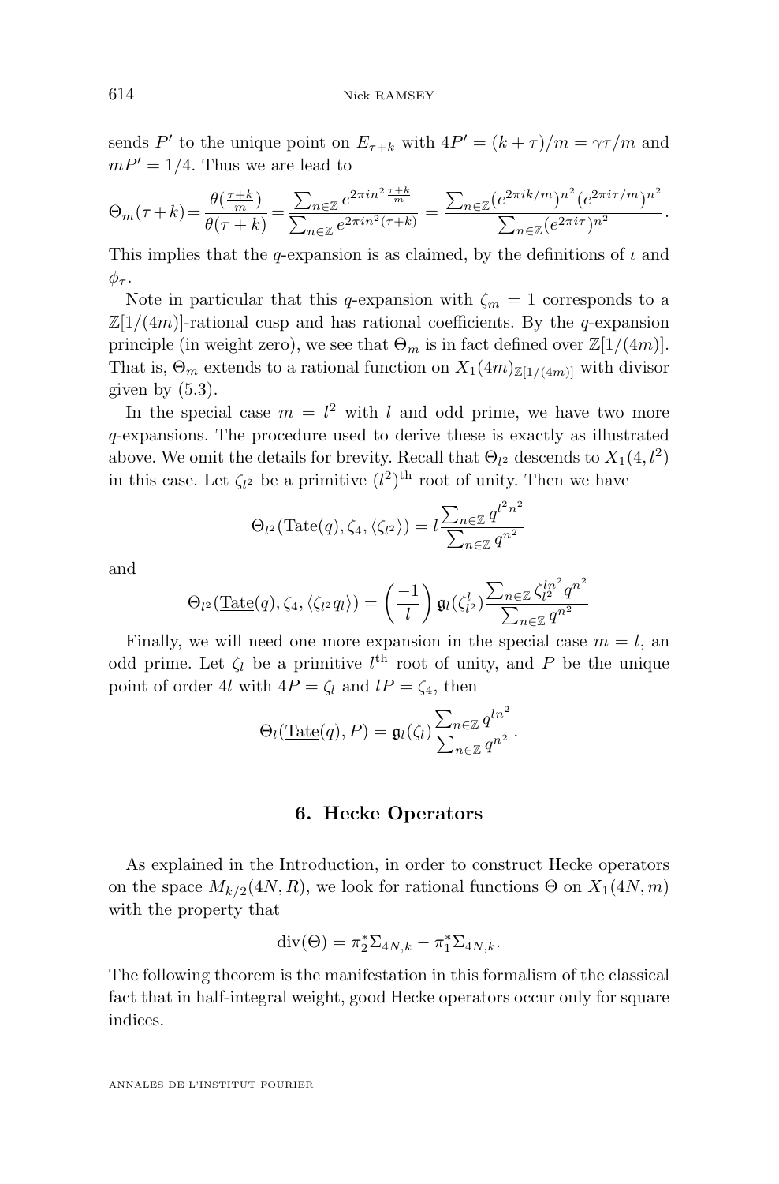sends $P'$ to the unique point on $E_{\tau+k}$ with $4P' = (k+\tau)/m = \gamma\tau/m$ and $mP' = 1/4$. Thus we are lead to

$$\Theta_m(\tau+k) = \frac{\theta(\frac{\tau+k}{m})}{\theta(\tau+k)} = \frac{\sum_{n\in\mathbb{Z}} e^{2\pi i n^2 \frac{\tau+k}{m}}}{\sum_{n\in\mathbb{Z}} e^{2\pi i n^2(\tau+k)}} = \frac{\sum_{n\in\mathbb{Z}} (e^{2\pi i k/m})^{n^2} (e^{2\pi i\tau/m})^{n^2}}{\sum_{n\in\mathbb{Z}} (e^{2\pi i\tau})^{n^2}}.$$

This implies that the $q$-expansion is as claimed, by the definitions of $\iota$ and $\phi_\tau$.

Note in particular that this $q$-expansion with $\zeta_m = 1$ corresponds to a $\mathbb{Z}[1/(4m)]$-rational cusp and has rational coefficients. By the $q$-expansion principle (in weight zero), we see that $\Theta_m$ is in fact defined over $\mathbb{Z}[1/(4m)]$. That is, $\Theta_m$ extends to a rational function on $X_1(4m)_{\mathbb{Z}[1/(4m)]}$ with divisor given by (5.3).

In the special case $m = l^2$ with $l$ and odd prime, we have two more $q$-expansions. The procedure used to derive these is exactly as illustrated above. We omit the details for brevity. Recall that $\Theta_{l^2}$ descends to $X_1(4, l^2)$ in this case. Let $\zeta_{l^2}$ be a primitive $(l^2)^{\text{th}}$ root of unity. Then we have

$$\Theta_{l^2}(\underline{\mathrm{Tate}}(q), \zeta_4, \langle\zeta_{l^2}\rangle) = l\frac{\sum_{n\in\mathbb{Z}} q^{l^2 n^2}}{\sum_{n\in\mathbb{Z}} q^{n^2}}$$

and

$$\Theta_{l^2}(\underline{\mathrm{Tate}}(q), \zeta_4, \langle\zeta_{l^2} q_l\rangle) = \left(\frac{-1}{l}\right) \mathfrak{g}_l(\zeta_{l^2}^l) \frac{\sum_{n\in\mathbb{Z}} \zeta_{l^2}^{ln^2} q^{n^2}}{\sum_{n\in\mathbb{Z}} q^{n^2}}$$

Finally, we will need one more expansion in the special case $m = l$, an odd prime. Let $\zeta_l$ be a primitive $l^{\text{th}}$ root of unity, and $P$ be the unique point of order $4l$ with $4P = \zeta_l$ and $lP = \zeta_4$, then

$$\Theta_l(\underline{\mathrm{Tate}}(q), P) = \mathfrak{g}_l(\zeta_l) \frac{\sum_{n\in\mathbb{Z}} q^{ln^2}}{\sum_{n\in\mathbb{Z}} q^{n^2}}.$$

## 6. Hecke Operators

As explained in the Introduction, in order to construct Hecke operators on the space $M_{k/2}(4N, R)$, we look for rational functions $\Theta$ on $X_1(4N, m)$ with the property that

$$\mathrm{div}(\Theta) = \pi_2^* \Sigma_{4N,k} - \pi_1^* \Sigma_{4N,k}.$$

The following theorem is the manifestation in this formalism of the classical fact that in half-integral weight, good Hecke operators occur only for square indices.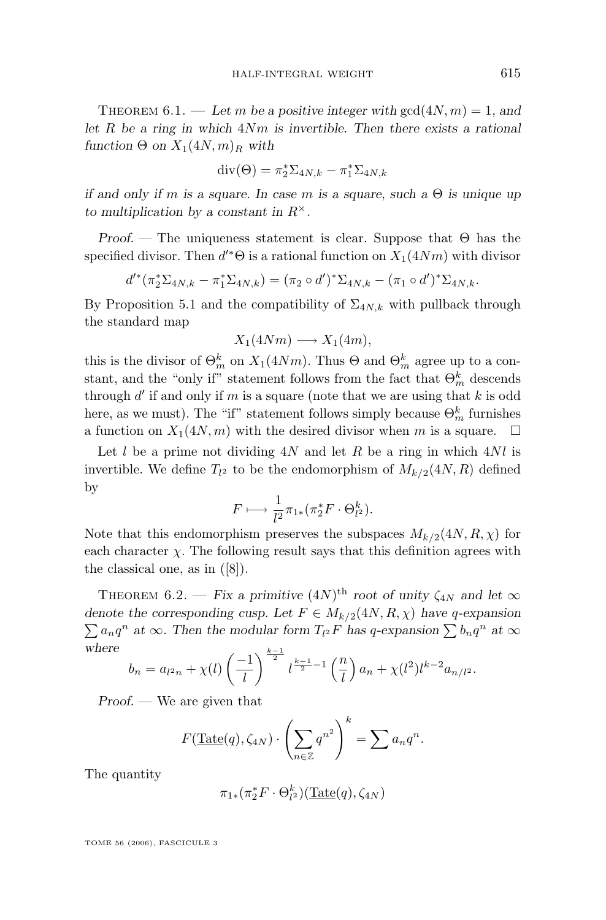Theorem 6.1. — *Let $m$ be a positive integer with $\gcd(4N, m) = 1$, and let $R$ be a ring in which $4Nm$ is invertible. Then there exists a rational function $\Theta$ on $X_1(4N, m)_R$ with*

$$\operatorname{div}(\Theta) = \pi_2^* \Sigma_{4N,k} - \pi_1^* \Sigma_{4N,k}$$

*if and only if $m$ is a square. In case $m$ is a square, such a $\Theta$ is unique up to multiplication by a constant in $R^\times$.*

*Proof.* — The uniqueness statement is clear. Suppose that $\Theta$ has the specified divisor. Then $d'^*\Theta$ is a rational function on $X_1(4Nm)$ with divisor

$$d'^*(\pi_2^* \Sigma_{4N,k} - \pi_1^* \Sigma_{4N,k}) = (\pi_2 \circ d')^* \Sigma_{4N,k} - (\pi_1 \circ d')^* \Sigma_{4N,k}.$$

By Proposition 5.1 and the compatibility of $\Sigma_{4N,k}$ with pullback through the standard map

$$X_1(4Nm) \longrightarrow X_1(4m),$$

this is the divisor of $\Theta_m^k$ on $X_1(4Nm)$. Thus $\Theta$ and $\Theta_m^k$ agree up to a constant, and the "only if" statement follows from the fact that $\Theta_m^k$ descends through $d'$ if and only if $m$ is a square (note that we are using that $k$ is odd here, as we must). The "if" statement follows simply because $\Theta_m^k$ furnishes a function on $X_1(4N, m)$ with the desired divisor when $m$ is a square. $\square$

Let $l$ be a prime not dividing $4N$ and let $R$ be a ring in which $4Nl$ is invertible. We define $T_{l^2}$ to be the endomorphism of $M_{k/2}(4N, R)$ defined by

$$F \longmapsto \frac{1}{l^2} \pi_{1*}(\pi_2^* F \cdot \Theta_{l^2}^k).$$

Note that this endomorphism preserves the subspaces $M_{k/2}(4N, R, \chi)$ for each character $\chi$. The following result says that this definition agrees with the classical one, as in ([8]).

Theorem 6.2. — *Fix a primitive $(4N)^{\text{th}}$ root of unity $\zeta_{4N}$ and let $\infty$ denote the corresponding cusp. Let $F \in M_{k/2}(4N, R, \chi)$ have $q$-expansion $\sum a_n q^n$ at $\infty$. Then the modular form $T_{l^2} F$ has $q$-expansion $\sum b_n q^n$ at $\infty$ where*

$$b_n = a_{l^2 n} + \chi(l) \left(\frac{-1}{l}\right)^{\frac{k-1}{2}} l^{\frac{k-1}{2} - 1} \left(\frac{n}{l}\right) a_n + \chi(l^2) l^{k-2} a_{n/l^2}.$$

*Proof.* — We are given that

$$F(\underline{\mathrm{Tate}}(q), \zeta_{4N}) \cdot \left(\sum_{n \in \mathbb{Z}} q^{n^2}\right)^k = \sum a_n q^n.$$

The quantity

$$\pi_{1*}(\pi_2^* F \cdot \Theta_{l^2}^k)(\underline{\mathrm{Tate}}(q), \zeta_{4N})$$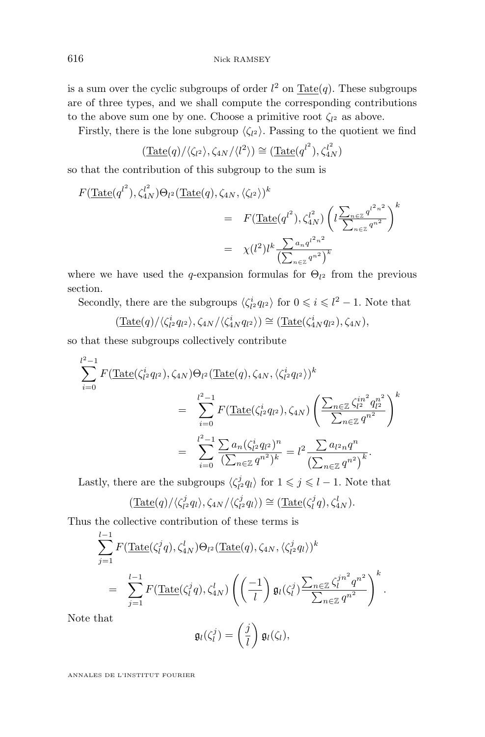is a sum over the cyclic subgroups of order $l^2$ on $\underline{\mathrm{Tate}}(q)$. These subgroups are of three types, and we shall compute the corresponding contributions to the above sum one by one. Choose a primitive root $\zeta_{l^2}$ as above.

Firstly, there is the lone subgroup $\langle \zeta_{l^2} \rangle$. Passing to the quotient we find

$$(\underline{\mathrm{Tate}}(q)/\langle \zeta_{l^2} \rangle, \zeta_{4N}/\langle l^2 \rangle) \cong (\underline{\mathrm{Tate}}(q^{l^2}), \zeta_{4N}^{l^2})$$

so that the contribution of this subgroup to the sum is

$$\begin{aligned}
F(\underline{\mathrm{Tate}}(q^{l^2}), \zeta_{4N}^{l^2}) &\Theta_{l^2}(\underline{\mathrm{Tate}}(q), \zeta_{4N}, \langle \zeta_{l^2} \rangle)^k \\
&= F(\underline{\mathrm{Tate}}(q^{l^2}), \zeta_{4N}^{l^2}) \left( l \frac{\sum_{n \in \mathbb{Z}} q^{l^2 n^2}}{\sum_{n \in \mathbb{Z}} q^{n^2}} \right)^k \\
&= \chi(l^2) l^k \frac{\sum a_n q^{l^2 n^2}}{\left(\sum_{n \in \mathbb{Z}} q^{n^2}\right)^k}
\end{aligned}$$

where we have used the $q$-expansion formulas for $\Theta_{l^2}$ from the previous section.

Secondly, there are the subgroups $\langle \zeta_{l^2}^i q_{l^2} \rangle$ for $0 \leqslant i \leqslant l^2 - 1$. Note that

$$(\underline{\mathrm{Tate}}(q)/\langle \zeta_{l^2}^i q_{l^2} \rangle, \zeta_{4N}/\langle \zeta_{4N}^i q_{l^2} \rangle) \cong (\underline{\mathrm{Tate}}(\zeta_{4N}^i q_{l^2}), \zeta_{4N}),$$

so that these subgroups collectively contribute

$$\begin{aligned}
\sum_{i=0}^{l^2-1} F(\underline{\mathrm{Tate}}(\zeta_{l^2}^i q_{l^2}), \zeta_{4N}) &\Theta_{l^2}(\underline{\mathrm{Tate}}(q), \zeta_{4N}, \langle \zeta_{l^2}^i q_{l^2} \rangle)^k \\
&= \sum_{i=0}^{l^2-1} F(\underline{\mathrm{Tate}}(\zeta_{l^2}^i q_{l^2}), \zeta_{4N}) \left( \frac{\sum_{n \in \mathbb{Z}} \zeta_{l^2}^{in^2} q_{l^2}^{n^2}}{\sum_{n \in \mathbb{Z}} q^{n^2}} \right)^k \\
&= \sum_{i=0}^{l^2-1} \frac{\sum a_n (\zeta_{l^2}^i q_{l^2})^n}{(\sum_{n \in \mathbb{Z}} q^{n^2})^k} = l^2 \frac{\sum a_{l^2 n} q^n}{\left(\sum_{n \in \mathbb{Z}} q^{n^2}\right)^k}.
\end{aligned}$$

Lastly, there are the subgroups $\langle \zeta_{l^2}^j q_l \rangle$ for $1 \leqslant j \leqslant l-1$. Note that

$$(\underline{\mathrm{Tate}}(q)/\langle \zeta_{l^2}^j q_l \rangle, \zeta_{4N}/\langle \zeta_{l^2}^j q_l \rangle) \cong (\underline{\mathrm{Tate}}(\zeta_l^j q), \zeta_{4N}^l).$$

Thus the collective contribution of these terms is

$$\begin{aligned}
&\sum_{j=1}^{l-1} F(\underline{\mathrm{Tate}}(\zeta_l^j q), \zeta_{4N}^l) \Theta_{l^2}(\underline{\mathrm{Tate}}(q), \zeta_{4N}, \langle \zeta_{l^2}^j q_l \rangle)^k \\
&\quad = \sum_{j=1}^{l-1} F(\underline{\mathrm{Tate}}(\zeta_l^j q), \zeta_{4N}^l) \left( \left( \frac{-1}{l} \right) \mathfrak{g}_l(\zeta_l^j) \frac{\sum_{n \in \mathbb{Z}} \zeta_l^{jn^2} q^{n^2}}{\sum_{n \in \mathbb{Z}} q^{n^2}} \right)^k.
\end{aligned}$$

Note that

$$\mathfrak{g}_l(\zeta_l^j) = \left( \frac{j}{l} \right) \mathfrak{g}_l(\zeta_l),$$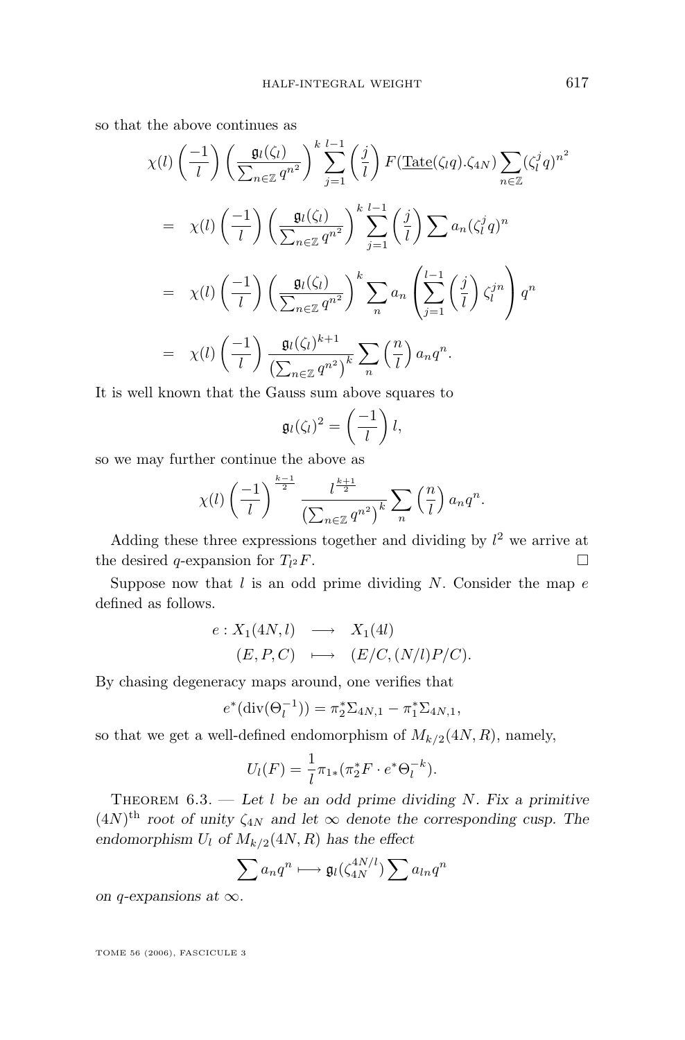so that the above continues as

$$
\begin{aligned}
&\chi(l)\left(\frac{-1}{l}\right)\left(\frac{\mathfrak{g}_l(\zeta_l)}{\sum_{n\in\mathbb{Z}} q^{n^2}}\right)^k \sum_{j=1}^{l-1}\left(\frac{j}{l}\right) F(\underline{\mathrm{Tate}}(\zeta_l q).\zeta_{4N}) \sum_{n\in\mathbb{Z}} (\zeta_l^j q)^{n^2} \\
&= \chi(l)\left(\frac{-1}{l}\right)\left(\frac{\mathfrak{g}_l(\zeta_l)}{\sum_{n\in\mathbb{Z}} q^{n^2}}\right)^k \sum_{j=1}^{l-1}\left(\frac{j}{l}\right) \sum a_n (\zeta_l^j q)^n \\
&= \chi(l)\left(\frac{-1}{l}\right)\left(\frac{\mathfrak{g}_l(\zeta_l)}{\sum_{n\in\mathbb{Z}} q^{n^2}}\right)^k \sum_n a_n \left(\sum_{j=1}^{l-1}\left(\frac{j}{l}\right)\zeta_l^{jn}\right) q^n \\
&= \chi(l)\left(\frac{-1}{l}\right) \frac{\mathfrak{g}_l(\zeta_l)^{k+1}}{\left(\sum_{n\in\mathbb{Z}} q^{n^2}\right)^k} \sum_n \left(\frac{n}{l}\right) a_n q^n.
\end{aligned}
$$

It is well known that the Gauss sum above squares to

$$
\mathfrak{g}_l(\zeta_l)^2 = \left(\frac{-1}{l}\right) l,
$$

so we may further continue the above as

$$
\chi(l)\left(\frac{-1}{l}\right)^{\frac{k-1}{2}} \frac{l^{\frac{k+1}{2}}}{\left(\sum_{n\in\mathbb{Z}} q^{n^2}\right)^k} \sum_n \left(\frac{n}{l}\right) a_n q^n.
$$

Adding these three expressions together and dividing by $l^2$ we arrive at the desired $q$-expansion for $T_{l^2}F$. □

Suppose now that $l$ is an odd prime dividing $N$. Consider the map $e$ defined as follows.

$$
\begin{aligned}
e : X_1(4N, l) &\longrightarrow X_1(4l) \\
(E, P, C) &\longmapsto (E/C, (N/l)P/C).
\end{aligned}
$$

By chasing degeneracy maps around, one verifies that

$$
e^*(\mathrm{div}(\Theta_l^{-1})) = \pi_2^*\Sigma_{4N,1} - \pi_1^*\Sigma_{4N,1},
$$

so that we get a well-defined endomorphism of $M_{k/2}(4N, R)$, namely,

$$
U_l(F) = \frac{1}{l}\pi_{1*}(\pi_2^* F \cdot e^*\Theta_l^{-k}).
$$

Theorem 6.3. — *Let $l$ be an odd prime dividing $N$. Fix a primitive $(4N)^{\text{th}}$ root of unity $\zeta_{4N}$ and let $\infty$ denote the corresponding cusp. The endomorphism $U_l$ of $M_{k/2}(4N, R)$ has the effect*

$$
\sum a_n q^n \longmapsto \mathfrak{g}_l(\zeta_{4N}^{4N/l}) \sum a_{ln} q^n
$$

*on $q$-expansions at $\infty$.*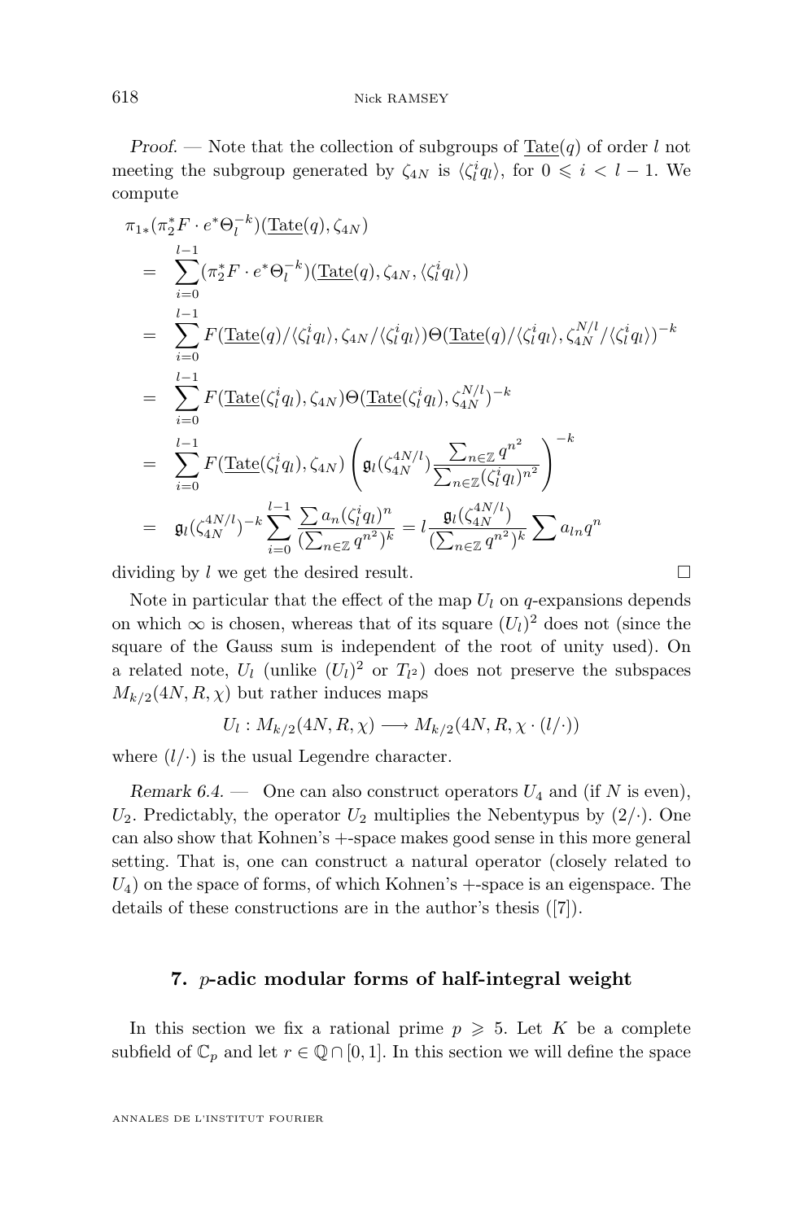*Proof*. — Note that the collection of subgroups of $\underline{\mathrm{Tate}}(q)$ of order $l$ not meeting the subgroup generated by $\zeta_{4N}$ is $\langle \zeta_l^i q_l \rangle$, for $0 \leqslant i < l-1$. We compute

$$
\begin{aligned}
&\pi_{1*}(\pi_2^* F \cdot e^* \Theta_l^{-k})(\underline{\mathrm{Tate}}(q), \zeta_{4N}) \\
&\quad = \sum_{i=0}^{l-1} (\pi_2^* F \cdot e^* \Theta_l^{-k})(\underline{\mathrm{Tate}}(q), \zeta_{4N}, \langle \zeta_l^i q_l \rangle) \\
&\quad = \sum_{i=0}^{l-1} F(\underline{\mathrm{Tate}}(q)/\langle \zeta_l^i q_l \rangle, \zeta_{4N}/\langle \zeta_l^i q_l \rangle) \Theta(\underline{\mathrm{Tate}}(q)/\langle \zeta_l^i q_l \rangle, \zeta_{4N}^{N/l}/\langle \zeta_l^i q_l \rangle)^{-k} \\
&\quad = \sum_{i=0}^{l-1} F(\underline{\mathrm{Tate}}(\zeta_l^i q_l), \zeta_{4N}) \Theta(\underline{\mathrm{Tate}}(\zeta_l^i q_l), \zeta_{4N}^{N/l})^{-k} \\
&\quad = \sum_{i=0}^{l-1} F(\underline{\mathrm{Tate}}(\zeta_l^i q_l), \zeta_{4N}) \left( \mathfrak{g}_l(\zeta_{4N}^{4N/l}) \frac{\sum_{n \in \mathbb{Z}} q^{n^2}}{\sum_{n \in \mathbb{Z}} (\zeta_l^i q_l)^{n^2}} \right)^{-k} \\
&\quad = \mathfrak{g}_l(\zeta_{4N}^{4N/l})^{-k} \sum_{i=0}^{l-1} \frac{\sum a_n (\zeta_l^i q_l)^n}{(\sum_{n \in \mathbb{Z}} q^{n^2})^k} = l \frac{\mathfrak{g}_l(\zeta_{4N}^{4N/l})}{(\sum_{n \in \mathbb{Z}} q^{n^2})^k} \sum a_{ln} q^n
\end{aligned}
$$

dividing by $l$ we get the desired result. □

Note in particular that the effect of the map $U_l$ on $q$-expansions depends on which $\infty$ is chosen, whereas that of its square $(U_l)^2$ does not (since the square of the Gauss sum is independent of the root of unity used). On a related note, $U_l$ (unlike $(U_l)^2$ or $T_{l^2}$) does not preserve the subspaces $M_{k/2}(4N, R, \chi)$ but rather induces maps

$$
U_l : M_{k/2}(4N, R, \chi) \longrightarrow M_{k/2}(4N, R, \chi \cdot (l/\cdot))
$$

where $(l/\cdot)$ is the usual Legendre character.

*Remark 6.4*. — One can also construct operators $U_4$ and (if $N$ is even), $U_2$. Predictably, the operator $U_2$ multiplies the Nebentypus by $(2/\cdot)$. One can also show that Kohnen's $+$-space makes good sense in this more general setting. That is, one can construct a natural operator (closely related to $U_4$) on the space of forms, of which Kohnen's $+$-space is an eigenspace. The details of these constructions are in the author's thesis ([7]).

## 7. $p$-adic modular forms of half-integral weight

In this section we fix a rational prime $p \geqslant 5$. Let $K$ be a complete subfield of $\mathbb{C}_p$ and let $r \in \mathbb{Q} \cap [0, 1]$. In this section we will define the space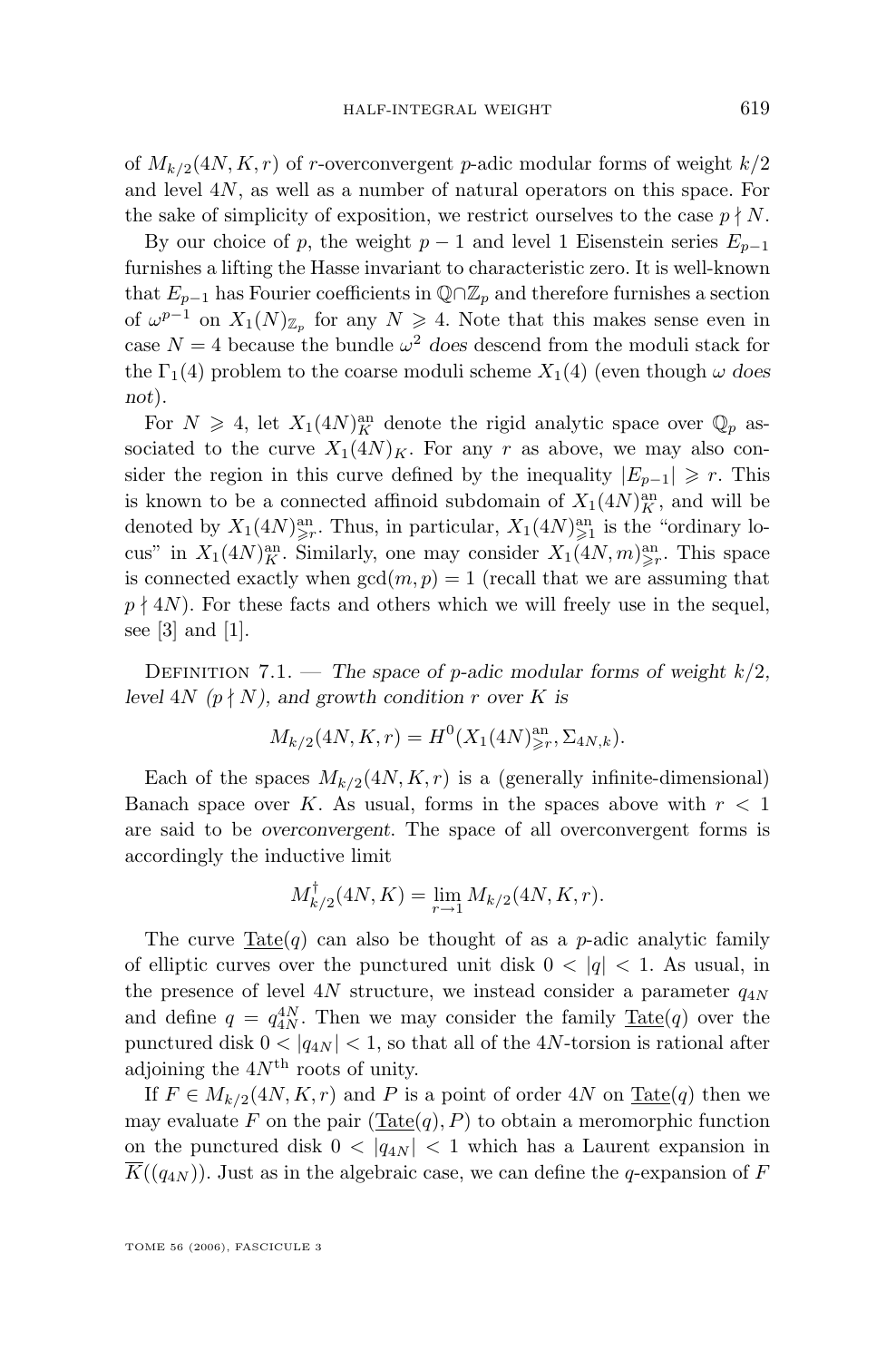of $M_{k/2}(4N, K, r)$ of $r$-overconvergent $p$-adic modular forms of weight $k/2$ and level $4N$, as well as a number of natural operators on this space. For the sake of simplicity of exposition, we restrict ourselves to the case $p \nmid N$.

By our choice of $p$, the weight $p-1$ and level 1 Eisenstein series $E_{p-1}$ furnishes a lifting the Hasse invariant to characteristic zero. It is well-known that $E_{p-1}$ has Fourier coefficients in $\mathbb{Q} \cap \mathbb{Z}_p$ and therefore furnishes a section of $\omega^{p-1}$ on $X_1(N)_{\mathbb{Z}_p}$ for any $N \geqslant 4$. Note that this makes sense even in case $N = 4$ because the bundle $\omega^2$ *does* descend from the moduli stack for the $\Gamma_1(4)$ problem to the coarse moduli scheme $X_1(4)$ (even though $\omega$ *does not*).

For $N \geqslant 4$, let $X_1(4N)_K^{\mathrm{an}}$ denote the rigid analytic space over $\mathbb{Q}_p$ associated to the curve $X_1(4N)_K$. For any $r$ as above, we may also consider the region in this curve defined by the inequality $|E_{p-1}| \geqslant r$. This is known to be a connected affinoid subdomain of $X_1(4N)_K^{\mathrm{an}}$, and will be denoted by $X_1(4N)_{\geqslant r}^{\mathrm{an}}$. Thus, in particular, $X_1(4N)_{\geqslant 1}^{\mathrm{an}}$ is the "ordinary locus" in $X_1(4N)_K^{\mathrm{an}}$. Similarly, one may consider $X_1(4N, m)_{\geqslant r}^{\mathrm{an}}$. This space is connected exactly when $\gcd(m, p) = 1$ (recall that we are assuming that $p \nmid 4N$). For these facts and others which we will freely use in the sequel, see [3] and [1].

Definition 7.1. — *The space of $p$-adic modular forms of weight $k/2$, level $4N$ ($p \nmid N$), and growth condition $r$ over $K$ is*

$$M_{k/2}(4N, K, r) = H^0(X_1(4N)_{\geqslant r}^{\mathrm{an}}, \Sigma_{4N,k}).$$

Each of the spaces $M_{k/2}(4N, K, r)$ is a (generally infinite-dimensional) Banach space over $K$. As usual, forms in the spaces above with $r < 1$ are said to be *overconvergent*. The space of all overconvergent forms is accordingly the inductive limit

$$M_{k/2}^{\dagger}(4N, K) = \lim_{r \to 1} M_{k/2}(4N, K, r).$$

The curve $\underline{\mathrm{Tate}}(q)$ can also be thought of as a $p$-adic analytic family of elliptic curves over the punctured unit disk $0 < |q| < 1$. As usual, in the presence of level $4N$ structure, we instead consider a parameter $q_{4N}$ and define $q = q_{4N}^{4N}$. Then we may consider the family $\underline{\mathrm{Tate}}(q)$ over the punctured disk $0 < |q_{4N}| < 1$, so that all of the $4N$-torsion is rational after adjoining the $4N^{\mathrm{th}}$ roots of unity.

If $F \in M_{k/2}(4N, K, r)$ and $P$ is a point of order $4N$ on $\underline{\mathrm{Tate}}(q)$ then we may evaluate $F$ on the pair $(\underline{\mathrm{Tate}}(q), P)$ to obtain a meromorphic function on the punctured disk $0 < |q_{4N}| < 1$ which has a Laurent expansion in $\overline{K}((q_{4N}))$. Just as in the algebraic case, we can define the $q$-expansion of $F$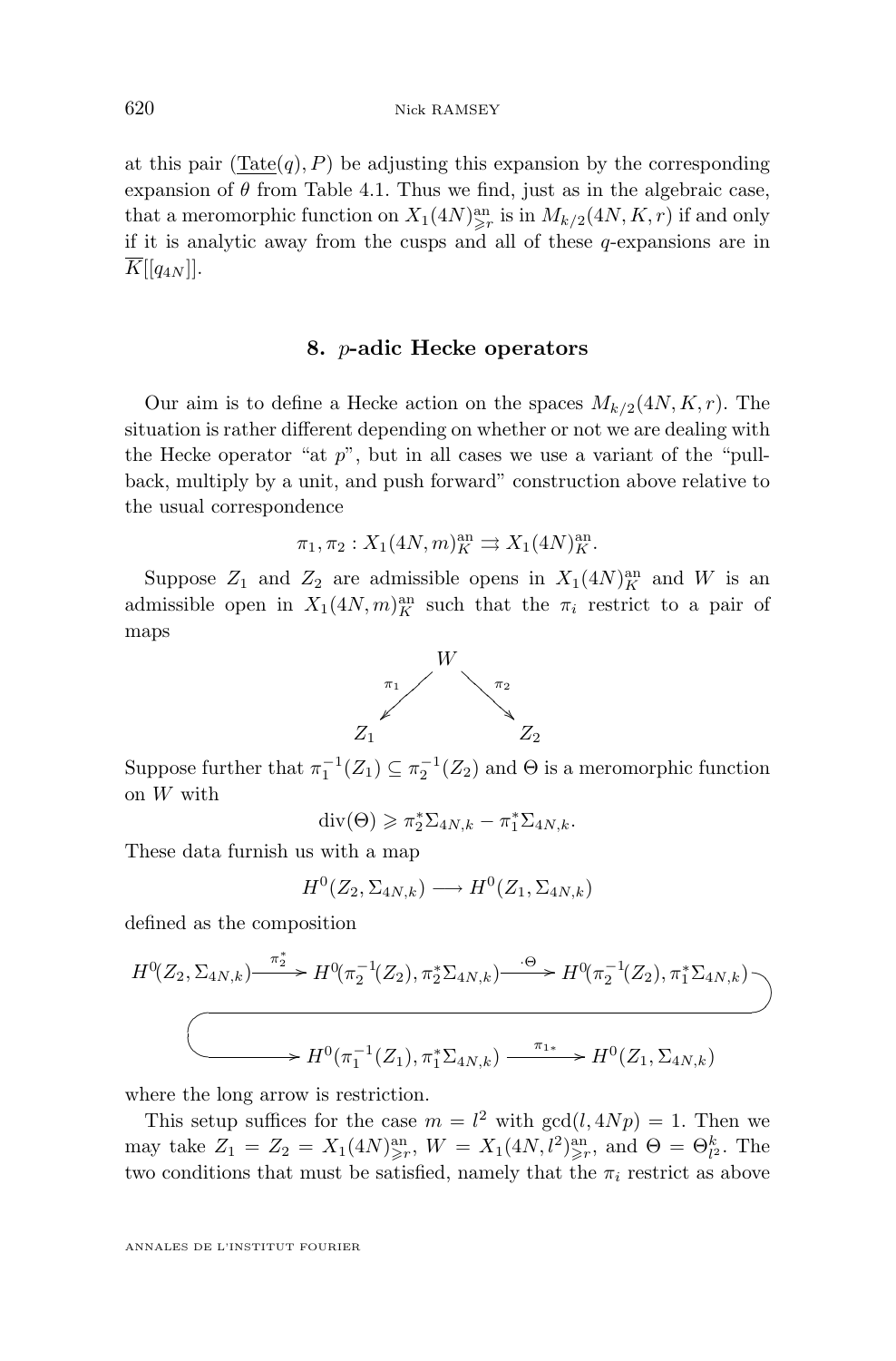at this pair $(\underline{\mathrm{Tate}}(q), P)$ be adjusting this expansion by the corresponding expansion of $\theta$ from Table 4.1. Thus we find, just as in the algebraic case, that a meromorphic function on $X_1(4N)^{\mathrm{an}}_{\geqslant r}$ is in $M_{k/2}(4N, K, r)$ if and only if it is analytic away from the cusps and all of these $q$-expansions are in $\overline{K}[[q_{4N}]]$.

## 8. $p$-adic Hecke operators

Our aim is to define a Hecke action on the spaces $M_{k/2}(4N, K, r)$. The situation is rather different depending on whether or not we are dealing with the Hecke operator "at $p$", but in all cases we use a variant of the "pull-back, multiply by a unit, and push forward" construction above relative to the usual correspondence

$$\pi_1, \pi_2 : X_1(4N, m)^{\mathrm{an}}_K \rightrightarrows X_1(4N)^{\mathrm{an}}_K.$$

Suppose $Z_1$ and $Z_2$ are admissible opens in $X_1(4N)^{\mathrm{an}}_K$ and $W$ is an admissible open in $X_1(4N, m)^{\mathrm{an}}_K$ such that the $\pi_i$ restrict to a pair of maps

$$Z_1 \xleftarrow{\ \pi_1\ } W \xrightarrow{\ \pi_2\ } Z_2$$

Suppose further that $\pi_1^{-1}(Z_1) \subseteq \pi_2^{-1}(Z_2)$ and $\Theta$ is a meromorphic function on $W$ with

$$\mathrm{div}(\Theta) \geqslant \pi_2^* \Sigma_{4N,k} - \pi_1^* \Sigma_{4N,k}.$$

These data furnish us with a map

$$H^0(Z_2, \Sigma_{4N,k}) \longrightarrow H^0(Z_1, \Sigma_{4N,k})$$

defined as the composition

$$H^0(Z_2, \Sigma_{4N,k}) \xrightarrow{\pi_2^*} H^0(\pi_2^{-1}(Z_2), \pi_2^*\Sigma_{4N,k}) \xrightarrow{\cdot\Theta} H^0(\pi_2^{-1}(Z_2), \pi_1^*\Sigma_{4N,k}) \longrightarrow H^0(\pi_1^{-1}(Z_1), \pi_1^*\Sigma_{4N,k}) \xrightarrow{\pi_{1*}} H^0(Z_1, \Sigma_{4N,k})$$

where the long arrow is restriction.

This setup suffices for the case $m = l^2$ with $\gcd(l, 4Np) = 1$. Then we may take $Z_1 = Z_2 = X_1(4N)^{\mathrm{an}}_{\geqslant r}$, $W = X_1(4N, l^2)^{\mathrm{an}}_{\geqslant r}$, and $\Theta = \Theta^k_{l^2}$. The two conditions that must be satisfied, namely that the $\pi_i$ restrict as above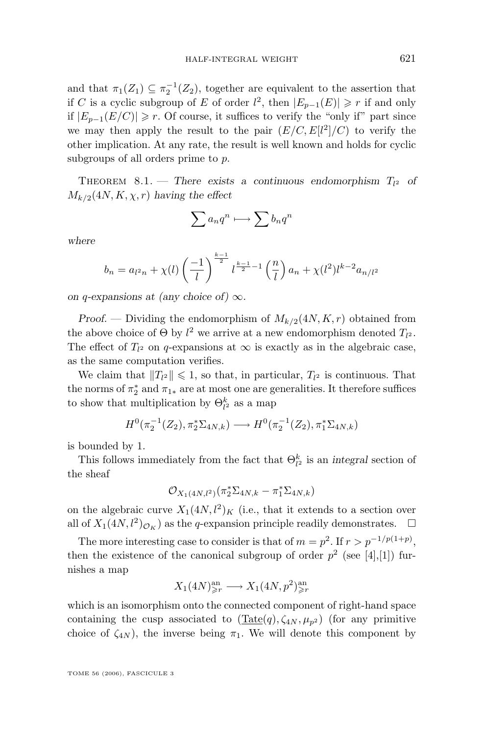and that $\pi_1(Z_1) \subseteq \pi_2^{-1}(Z_2)$, together are equivalent to the assertion that if $C$ is a cyclic subgroup of $E$ of order $l^2$, then $|E_{p-1}(E)| \geqslant r$ if and only if $|E_{p-1}(E/C)| \geqslant r$. Of course, it suffices to verify the "only if" part since we may then apply the result to the pair $(E/C, E[l^2]/C)$ to verify the other implication. At any rate, the result is well known and holds for cyclic subgroups of all orders prime to $p$.

Theorem 8.1. — *There exists a continuous endomorphism $T_{l^2}$ of $M_{k/2}(4N, K, \chi, r)$ having the effect*

$$\sum a_n q^n \longmapsto \sum b_n q^n$$

*where*

$$b_n = a_{l^2 n} + \chi(l) \left(\frac{-1}{l}\right)^{\frac{k-1}{2}} l^{\frac{k-1}{2}-1} \left(\frac{n}{l}\right) a_n + \chi(l^2) l^{k-2} a_{n/l^2}$$

*on $q$-expansions at (any choice of) $\infty$.*

*Proof.* — Dividing the endomorphism of $M_{k/2}(4N, K, r)$ obtained from the above choice of $\Theta$ by $l^2$ we arrive at a new endomorphism denoted $T_{l^2}$. The effect of $T_{l^2}$ on $q$-expansions at $\infty$ is exactly as in the algebraic case, as the same computation verifies.

We claim that $\|T_{l^2}\| \leqslant 1$, so that, in particular, $T_{l^2}$ is continuous. That the norms of $\pi_2^*$ and $\pi_{1*}$ are at most one are generalities. It therefore suffices to show that multiplication by $\Theta_{l^2}^k$ as a map

$$H^0(\pi_2^{-1}(Z_2), \pi_2^* \Sigma_{4N,k}) \longrightarrow H^0(\pi_2^{-1}(Z_2), \pi_1^* \Sigma_{4N,k})$$

is bounded by 1.

This follows immediately from the fact that $\Theta_{l^2}^k$ is an *integral* section of the sheaf

$$\mathcal{O}_{X_1(4N,l^2)}(\pi_2^* \Sigma_{4N,k} - \pi_1^* \Sigma_{4N,k})$$

on the algebraic curve $X_1(4N, l^2)_K$ (i.e., that it extends to a section over all of $X_1(4N, l^2)_{\mathcal{O}_K}$) as the $q$-expansion principle readily demonstrates. $\square$

The more interesting case to consider is that of $m = p^2$. If $r > p^{-1/p(1+p)}$, then the existence of the canonical subgroup of order $p^2$ (see [4],[1]) furnishes a map

$$X_1(4N)^{\mathrm{an}}_{\geqslant r} \longrightarrow X_1(4N, p^2)^{\mathrm{an}}_{\geqslant r}$$

which is an isomorphism onto the connected component of right-hand space containing the cusp associated to $(\underline{\mathrm{Tate}}(q), \zeta_{4N}, \mu_{p^2})$ (for any primitive choice of $\zeta_{4N}$), the inverse being $\pi_1$. We will denote this component by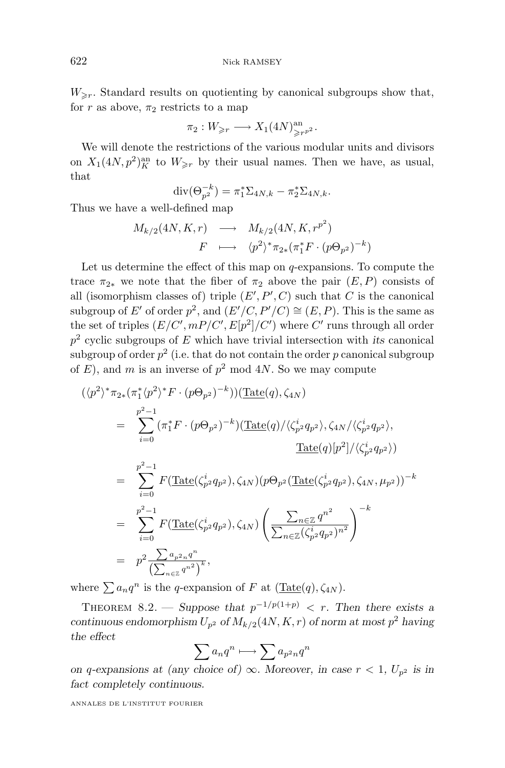$W_{\geqslant r}$. Standard results on quotienting by canonical subgroups show that, for $r$ as above, $\pi_2$ restricts to a map

$$\pi_2 : W_{\geqslant r} \longrightarrow X_1(4N)^{\mathrm{an}}_{\geqslant r^{p^2}}.$$

We will denote the restrictions of the various modular units and divisors on $X_1(4N,p^2)^{\mathrm{an}}_K$ to $W_{\geqslant r}$ by their usual names. Then we have, as usual, that

$$\operatorname{div}(\Theta_{p^2}^{-k}) = \pi_1^*\Sigma_{4N,k} - \pi_2^*\Sigma_{4N,k}.$$

Thus we have a well-defined map

$$\begin{array}{rcl} M_{k/2}(4N,K,r) & \longrightarrow & M_{k/2}(4N,K,r^{p^2}) \\ F & \longmapsto & \langle p^2\rangle^*\pi_{2*}(\pi_1^*F\cdot(p\Theta_{p^2})^{-k}) \end{array}$$

Let us determine the effect of this map on $q$-expansions. To compute the trace $\pi_{2*}$ we note that the fiber of $\pi_2$ above the pair $(E,P)$ consists of all (isomorphism classes of) triple $(E',P',C)$ such that $C$ is the canonical subgroup of $E'$ of order $p^2$, and $(E'/C,P'/C)\cong(E,P)$. This is the same as the set of triples $(E/C', mP/C', E[p^2]/C')$ where $C'$ runs through all order $p^2$ cyclic subgroups of $E$ which have trivial intersection with *its* canonical subgroup of order $p^2$ (i.e. that do not contain the order $p$ canonical subgroup of $E$), and $m$ is an inverse of $p^2$ mod $4N$. So we may compute

$$\begin{aligned}
&(\langle p^2\rangle^*\pi_{2*}(\pi_1^*\langle p^2\rangle^*F\cdot(p\Theta_{p^2})^{-k}))(\underline{\mathrm{Tate}}(q),\zeta_{4N})\\
&\quad= \sum_{i=0}^{p^2-1}(\pi_1^*F\cdot(p\Theta_{p^2})^{-k})(\underline{\mathrm{Tate}}(q)/\langle\zeta_{p^2}^i q_{p^2}\rangle,\zeta_{4N}/\langle\zeta_{p^2}^i q_{p^2}\rangle,\\
&\qquad\qquad\qquad\qquad \underline{\mathrm{Tate}}(q)[p^2]/\langle\zeta_{p^2}^i q_{p^2}\rangle)\\
&\quad= \sum_{i=0}^{p^2-1}F(\underline{\mathrm{Tate}}(\zeta_{p^2}^i q_{p^2}),\zeta_{4N})(p\Theta_{p^2}(\underline{\mathrm{Tate}}(\zeta_{p^2}^i q_{p^2}),\zeta_{4N},\mu_{p^2}))^{-k}\\
&\quad= \sum_{i=0}^{p^2-1}F(\underline{\mathrm{Tate}}(\zeta_{p^2}^i q_{p^2}),\zeta_{4N})\left(\frac{\sum_{n\in\mathbb{Z}}q^{n^2}}{\sum_{n\in\mathbb{Z}}(\zeta_{p^2}^i q_{p^2})^{n^2}}\right)^{-k}\\
&\quad= p^2\frac{\sum a_{p^2n}q^n}{\left(\sum_{n\in\mathbb{Z}}q^{n^2}\right)^k},
\end{aligned}$$

where $\sum a_nq^n$ is the $q$-expansion of $F$ at $(\underline{\mathrm{Tate}}(q),\zeta_{4N})$.

Theorem 8.2. — *Suppose that $p^{-1/p(1+p)} < r$. Then there exists a continuous endomorphism $U_{p^2}$ of $M_{k/2}(4N,K,r)$ of norm at most $p^2$ having the effect*

$$\sum a_nq^n \longmapsto \sum a_{p^2n}q^n$$

*on $q$-expansions at (any choice of) $\infty$. Moreover, in case $r<1$, $U_{p^2}$ is in fact completely continuous.*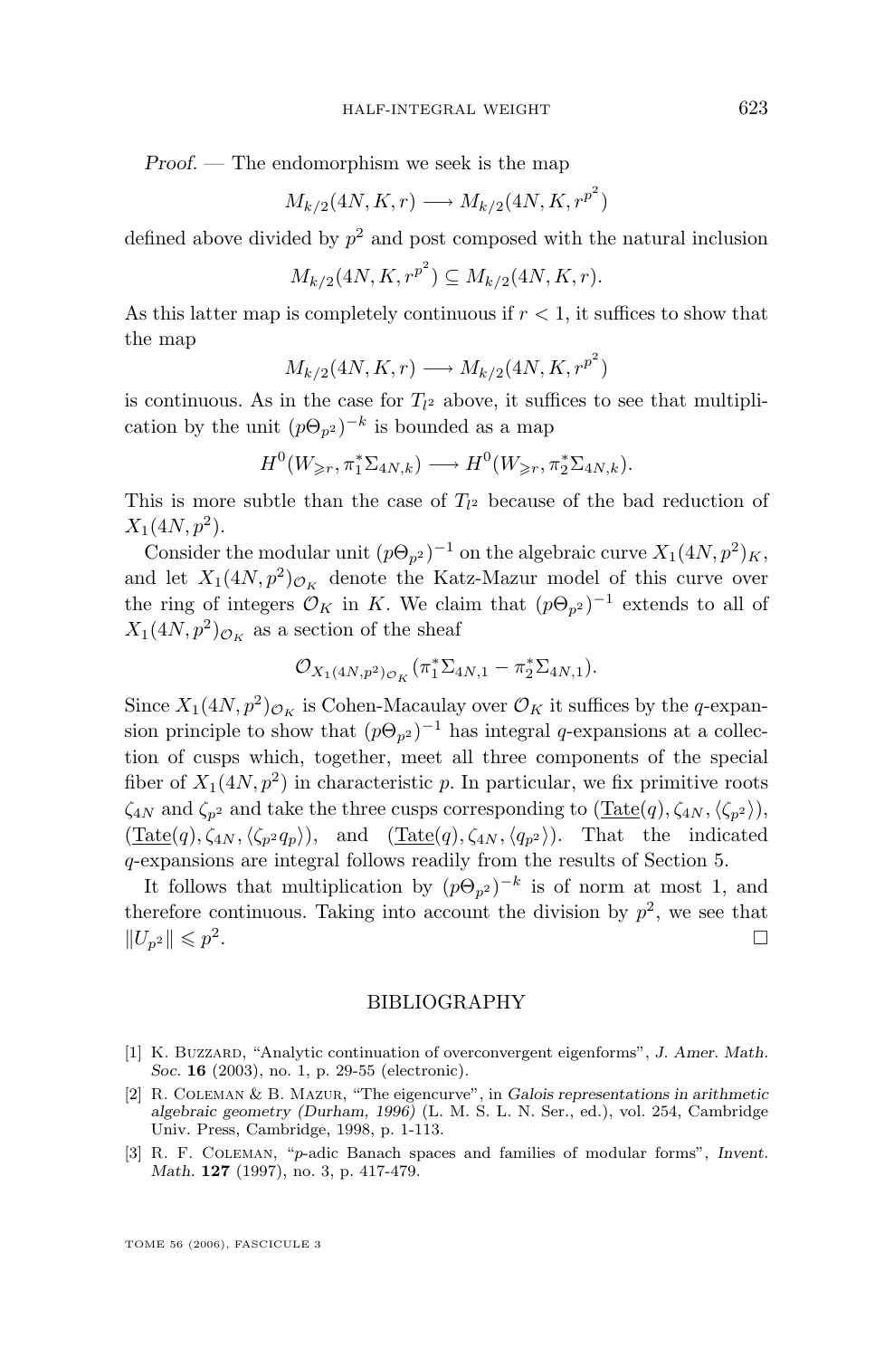*Proof*. — The endomorphism we seek is the map

$$M_{k/2}(4N, K, r) \longrightarrow M_{k/2}(4N, K, r^{p^2})$$

defined above divided by $p^2$ and post composed with the natural inclusion

$$M_{k/2}(4N, K, r^{p^2}) \subseteq M_{k/2}(4N, K, r).$$

As this latter map is completely continuous if $r < 1$, it suffices to show that the map

$$M_{k/2}(4N, K, r) \longrightarrow M_{k/2}(4N, K, r^{p^2})$$

is continuous. As in the case for $T_{l^2}$ above, it suffices to see that multiplication by the unit $(p\Theta_{p^2})^{-k}$ is bounded as a map

$$H^0(W_{\geqslant r}, \pi_1^* \Sigma_{4N,k}) \longrightarrow H^0(W_{\geqslant r}, \pi_2^* \Sigma_{4N,k}).$$

This is more subtle than the case of $T_{l^2}$ because of the bad reduction of $X_1(4N, p^2)$.

Consider the modular unit $(p\Theta_{p^2})^{-1}$ on the algebraic curve $X_1(4N, p^2)_K$, and let $X_1(4N, p^2)_{\mathcal{O}_K}$ denote the Katz-Mazur model of this curve over the ring of integers $\mathcal{O}_K$ in $K$. We claim that $(p\Theta_{p^2})^{-1}$ extends to all of $X_1(4N, p^2)_{\mathcal{O}_K}$ as a section of the sheaf

$$\mathcal{O}_{X_1(4N,p^2)_{\mathcal{O}_K}}(\pi_1^* \Sigma_{4N,1} - \pi_2^* \Sigma_{4N,1}).$$

Since $X_1(4N, p^2)_{\mathcal{O}_K}$ is Cohen-Macaulay over $\mathcal{O}_K$ it suffices by the $q$-expansion principle to show that $(p\Theta_{p^2})^{-1}$ has integral $q$-expansions at a collection of cusps which, together, meet all three components of the special fiber of $X_1(4N, p^2)$ in characteristic $p$. In particular, we fix primitive roots $\zeta_{4N}$ and $\zeta_{p^2}$ and take the three cusps corresponding to $(\underline{\mathrm{Tate}}(q), \zeta_{4N}, \langle \zeta_{p^2} \rangle)$, $(\underline{\mathrm{Tate}}(q), \zeta_{4N}, \langle \zeta_{p^2} q_p \rangle)$, and $(\underline{\mathrm{Tate}}(q), \zeta_{4N}, \langle q_{p^2} \rangle)$. That the indicated $q$-expansions are integral follows readily from the results of Section 5.

It follows that multiplication by $(p\Theta_{p^2})^{-k}$ is of norm at most 1, and therefore continuous. Taking into account the division by $p^2$, we see that $\|U_{p^2}\| \leqslant p^2$. □

## BIBLIOGRAPHY

[1] K. Buzzard, "Analytic continuation of overconvergent eigenforms", *J. Amer. Math. Soc.* **16** (2003), no. 1, p. 29-55 (electronic).

[2] R. Coleman & B. Mazur, "The eigencurve", in *Galois representations in arithmetic algebraic geometry (Durham, 1996)* (L. M. S. L. N. Ser., ed.), vol. 254, Cambridge Univ. Press, Cambridge, 1998, p. 1-113.

[3] R. F. Coleman, "$p$-adic Banach spaces and families of modular forms", *Invent. Math.* **127** (1997), no. 3, p. 417-479.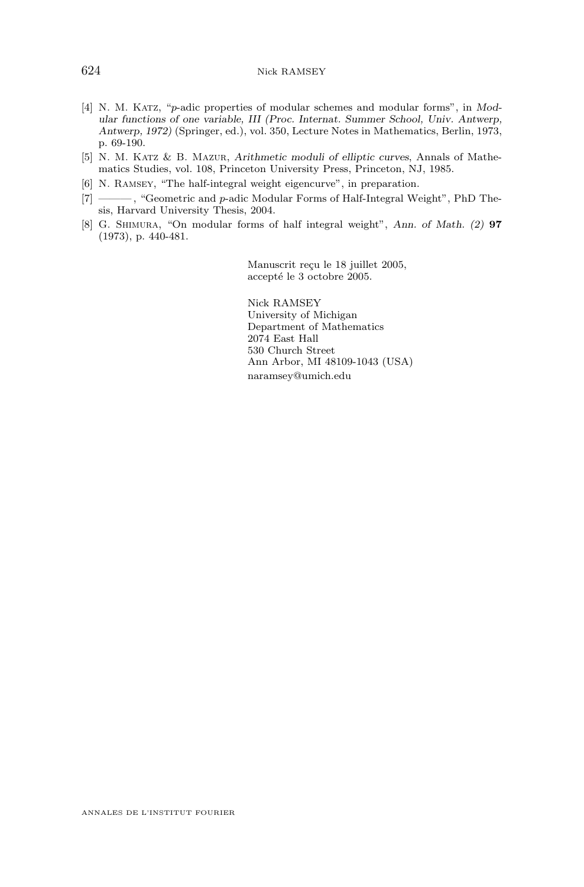[4] N. M. Katz, "$p$-adic properties of modular schemes and modular forms", in *Modular functions of one variable, III (Proc. Internat. Summer School, Univ. Antwerp, Antwerp, 1972)* (Springer, ed.), vol. 350, Lecture Notes in Mathematics, Berlin, 1973, p. 69-190.

[5] N. M. Katz & B. Mazur, *Arithmetic moduli of elliptic curves*, Annals of Mathematics Studies, vol. 108, Princeton University Press, Princeton, NJ, 1985.

[6] N. Ramsey, "The half-integral weight eigencurve", in preparation.

[7] ———, "Geometric and $p$-adic Modular Forms of Half-Integral Weight", PhD Thesis, Harvard University Thesis, 2004.

[8] G. Shimura, "On modular forms of half integral weight", *Ann. of Math. (2)* **97** (1973), p. 440-481.

Manuscrit reçu le 18 juillet 2005,
accepté le 3 octobre 2005.

Nick RAMSEY
University of Michigan
Department of Mathematics
2074 East Hall
530 Church Street
Ann Arbor, MI 48109-1043 (USA)
naramsey@umich.edu